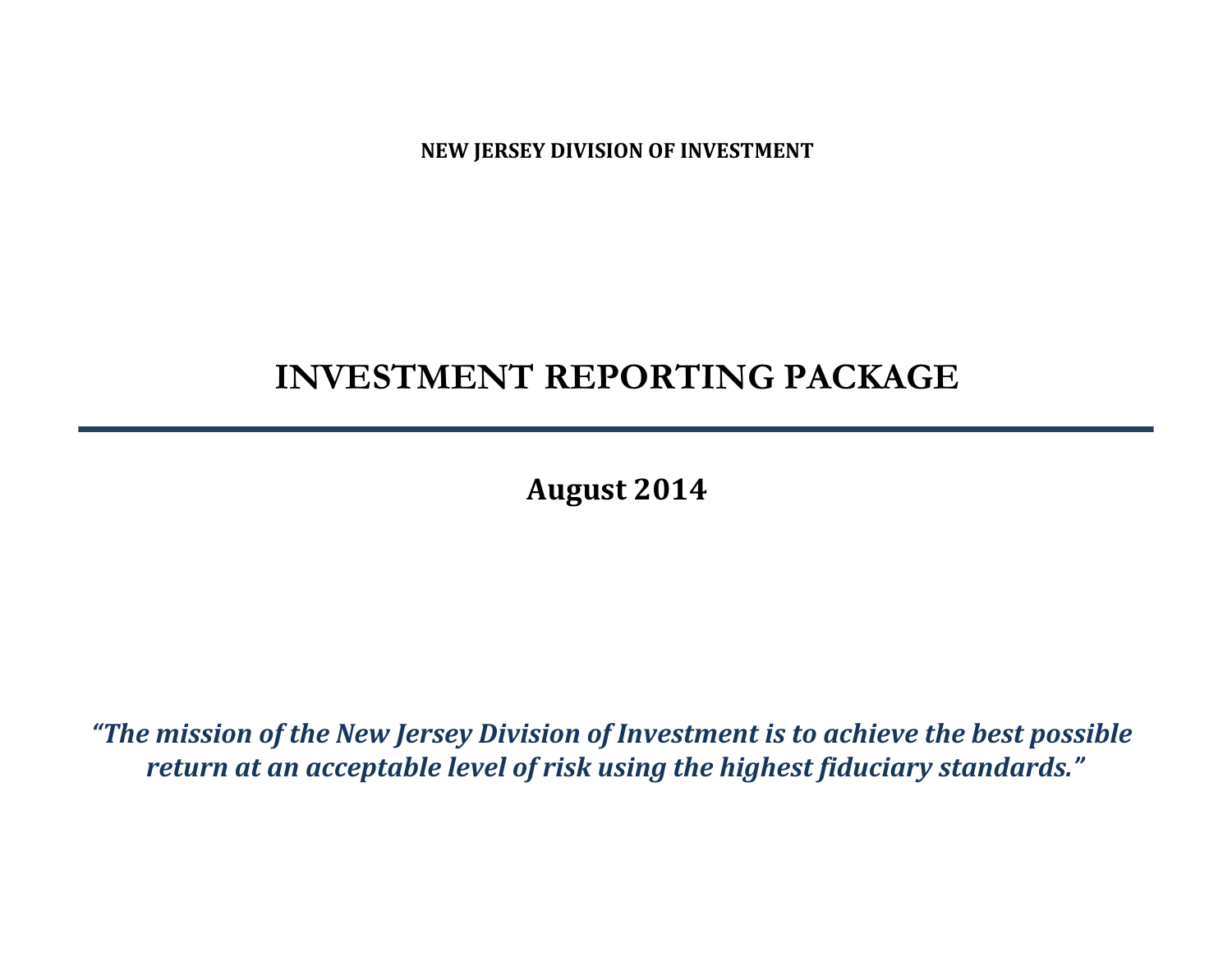**NEW JERSEY DIVISION OF INVESTMENT**

# INVESTMENT REPORTING PACKAGE

---

**August 2014**

***"The mission of the New Jersey Division of Investment is to achieve the best possible return at an acceptable level of risk using the highest fiduciary standards."***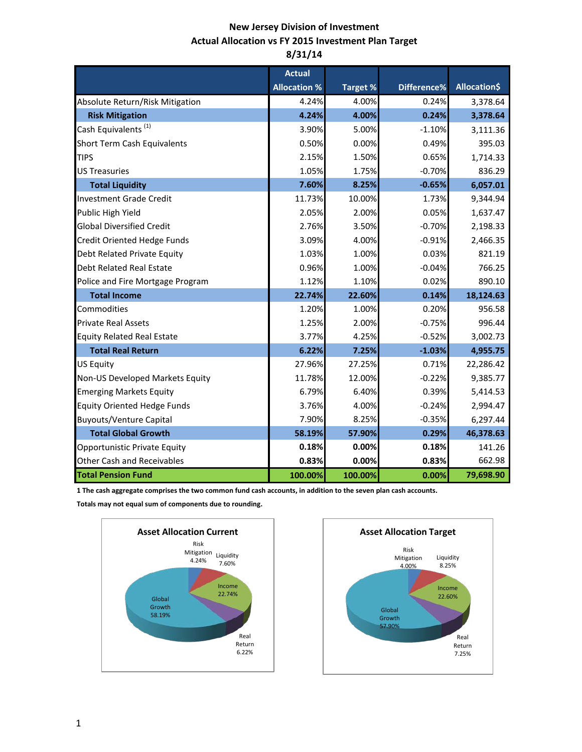# New Jersey Division of Investment
## Actual Allocation vs FY 2015 Investment Plan Target
### 8/31/14

| | Actual Allocation % | Target % | Difference% | Allocation$ |
|---|---|---|---|---|
| Absolute Return/Risk Mitigation | 4.24% | 4.00% | 0.24% | 3,378.64 |
| **Risk Mitigation** | **4.24%** | **4.00%** | **0.24%** | **3,378.64** |
| Cash Equivalents [1] | 3.90% | 5.00% | -1.10% | 3,111.36 |
| Short Term Cash Equivalents | 0.50% | 0.00% | 0.49% | 395.03 |
| TIPS | 2.15% | 1.50% | 0.65% | 1,714.33 |
| US Treasuries | 1.05% | 1.75% | -0.70% | 836.29 |
| **Total Liquidity** | **7.60%** | **8.25%** | **-0.65%** | **6,057.01** |
| Investment Grade Credit | 11.73% | 10.00% | 1.73% | 9,344.94 |
| Public High Yield | 2.05% | 2.00% | 0.05% | 1,637.47 |
| Global Diversified Credit | 2.76% | 3.50% | -0.70% | 2,198.33 |
| Credit Oriented Hedge Funds | 3.09% | 4.00% | -0.91% | 2,466.35 |
| Debt Related Private Equity | 1.03% | 1.00% | 0.03% | 821.19 |
| Debt Related Real Estate | 0.96% | 1.00% | -0.04% | 766.25 |
| Police and Fire Mortgage Program | 1.12% | 1.10% | 0.02% | 890.10 |
| **Total Income** | **22.74%** | **22.60%** | **0.14%** | **18,124.63** |
| Commodities | 1.20% | 1.00% | 0.20% | 956.58 |
| Private Real Assets | 1.25% | 2.00% | -0.75% | 996.44 |
| Equity Related Real Estate | 3.77% | 4.25% | -0.52% | 3,002.73 |
| **Total Real Return** | **6.22%** | **7.25%** | **-1.03%** | **4,955.75** |
| US Equity | 27.96% | 27.25% | 0.71% | 22,286.42 |
| Non-US Developed Markets Equity | 11.78% | 12.00% | -0.22% | 9,385.77 |
| Emerging Markets Equity | 6.79% | 6.40% | 0.39% | 5,414.53 |
| Equity Oriented Hedge Funds | 3.76% | 4.00% | -0.24% | 2,994.47 |
| Buyouts/Venture Capital | 7.90% | 8.25% | -0.35% | 6,297.44 |
| **Total Global Growth** | **58.19%** | **57.90%** | **0.29%** | **46,378.63** |
| Opportunistic Private Equity | **0.18%** | **0.00%** | **0.18%** | 141.26 |
| Other Cash and Receivables | **0.83%** | **0.00%** | **0.83%** | 662.98 |
| **Total Pension Fund** | **100.00%** | **100.00%** | **0.00%** | **79,698.90** |

**1 The cash aggregate comprises the two common fund cash accounts, in addition to the seven plan cash accounts.**

**Totals may not equal sum of components due to rounding.**

**Asset Allocation Current**

Risk Mitigation 4.24%; Liquidity 7.60%; Income 22.74%; Real Return 6.22%; Global Growth 58.19%

**Asset Allocation Target**

Risk Mitigation 4.00%; Liquidity 8.25%; Income 22.60%; Real Return 7.25%; Global Growth 57.90%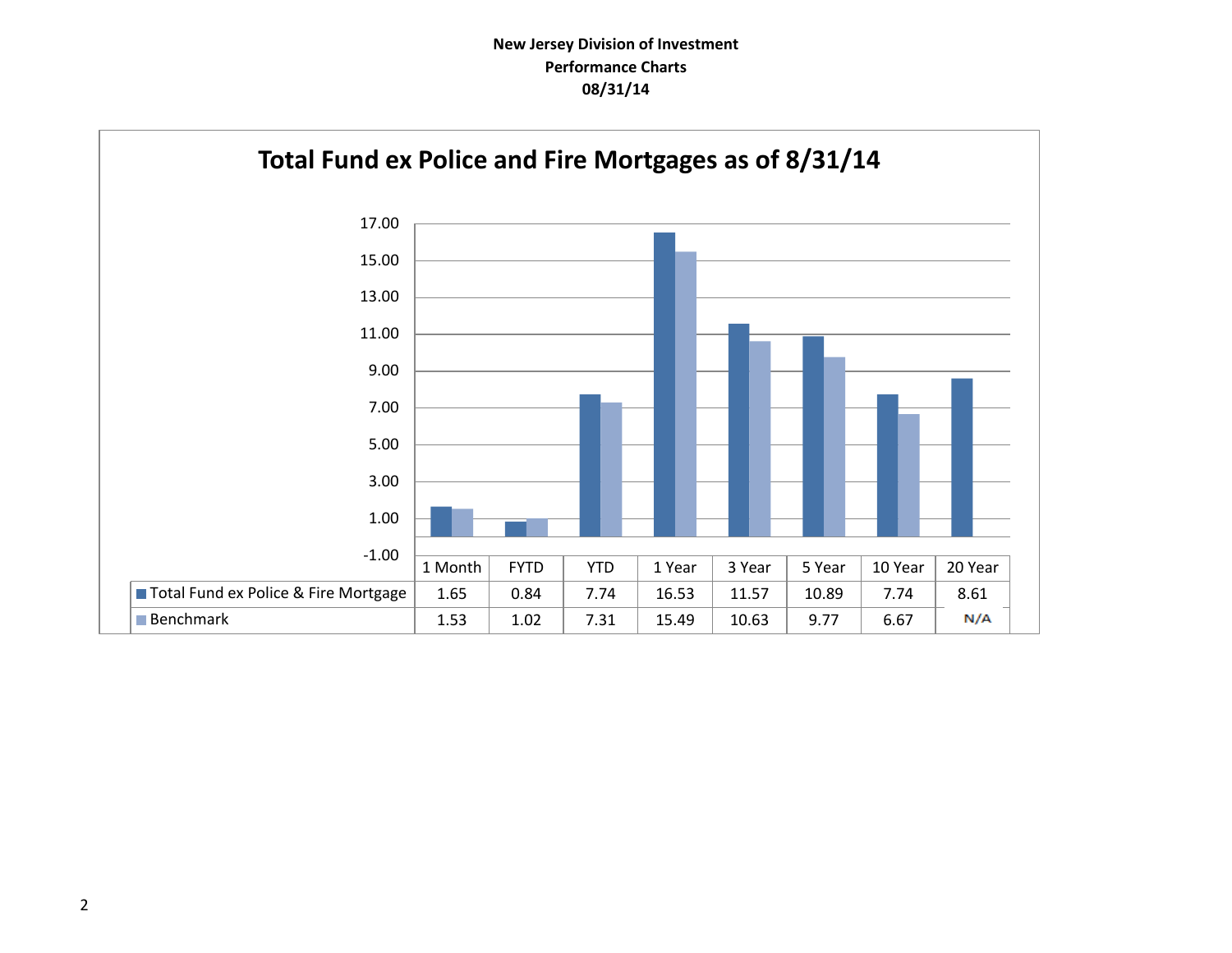**New Jersey Division of Investment**
**Performance Charts**
**08/31/14**

## Total Fund ex Police and Fire Mortgages as of 8/31/14

| | 1 Month | FYTD | YTD | 1 Year | 3 Year | 5 Year | 10 Year | 20 Year |
|---|---|---|---|---|---|---|---|---|
| Total Fund ex Police & Fire Mortgage | 1.65 | 0.84 | 7.74 | 16.53 | 11.57 | 10.89 | 7.74 | 8.61 |
| Benchmark | 1.53 | 1.02 | 7.31 | 15.49 | 10.63 | 9.77 | 6.67 | N/A |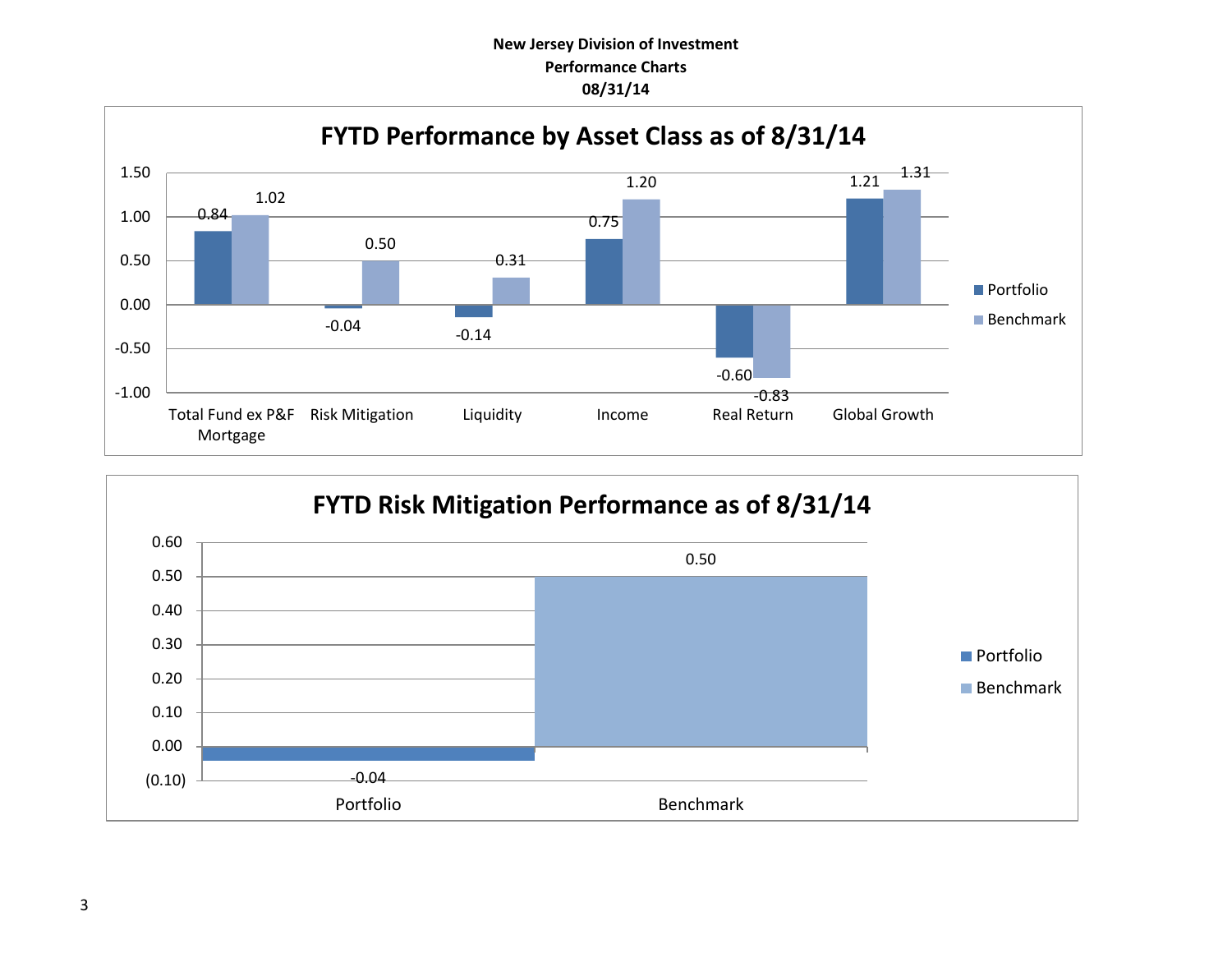**New Jersey Division of Investment**
**Performance Charts**
**08/31/14**

## FYTD Performance by Asset Class as of 8/31/14

| Asset Class | Portfolio | Benchmark |
| --- | --- | --- |
| Total Fund ex P&F Mortgage | 0.84 | 1.02 |
| Risk Mitigation | -0.04 | 0.50 |
| Liquidity | -0.14 | 0.31 |
| Income | 0.75 | 1.20 |
| Real Return | -0.60 | -0.83 |
| Global Growth | 1.21 | 1.31 |

## FYTD Risk Mitigation Performance as of 8/31/14

| | Portfolio | Benchmark |
| --- | --- | --- |
| Risk Mitigation | -0.04 | 0.50 |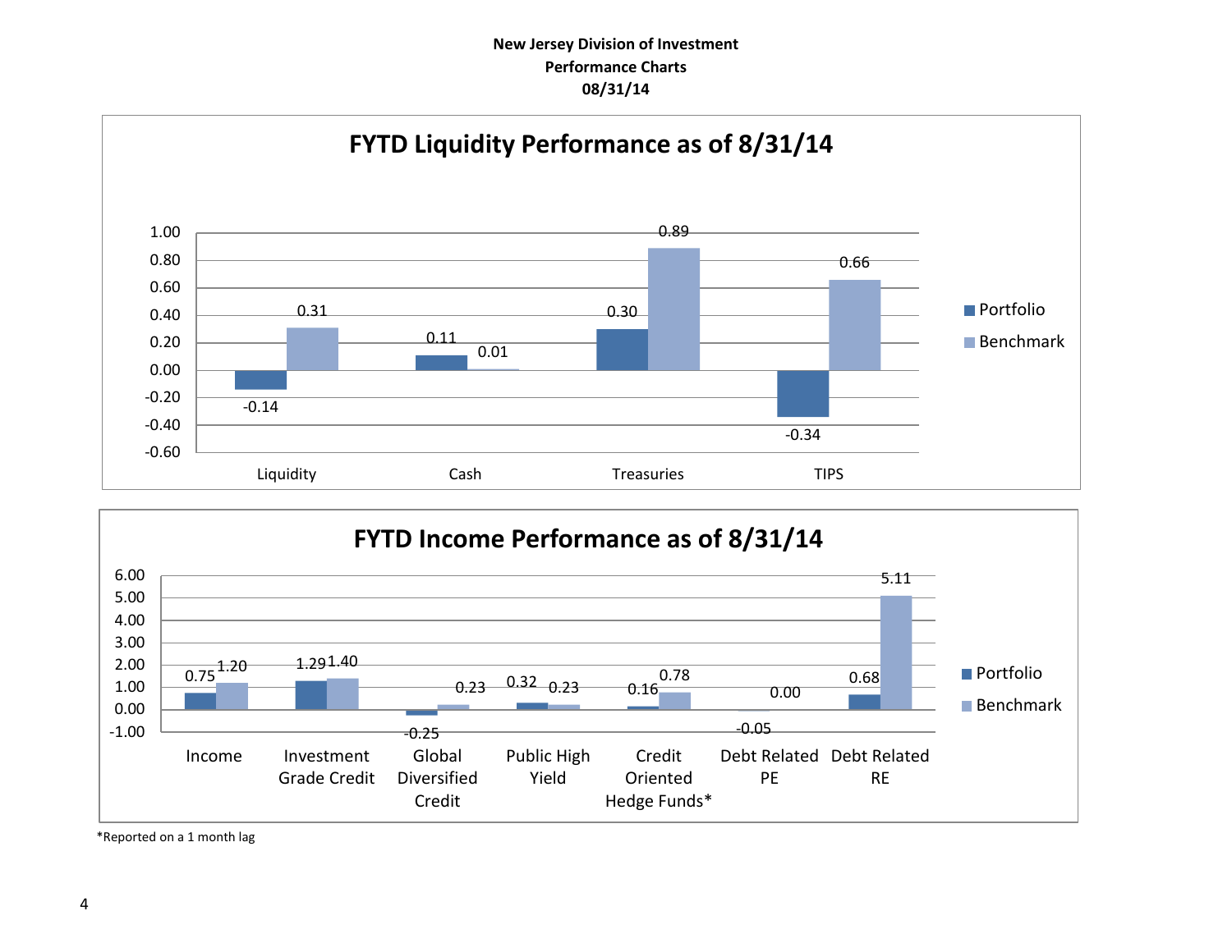**New Jersey Division of Investment**
**Performance Charts**
**08/31/14**

## FYTD Liquidity Performance as of 8/31/14

| | Portfolio | Benchmark |
|---|---|---|
| Liquidity | -0.14 | 0.31 |
| Cash | 0.11 | 0.01 |
| Treasuries | 0.30 | 0.89 |
| TIPS | -0.34 | 0.66 |

## FYTD Income Performance as of 8/31/14

| | Portfolio | Benchmark |
|---|---|---|
| Income | 0.75 | 1.20 |
| Investment Grade Credit | 1.29 | 1.40 |
| Global Diversified Credit | -0.25 | 0.23 |
| Public High Yield | 0.32 | 0.23 |
| Credit Oriented Hedge Funds* | 0.16 | 0.78 |
| Debt Related PE | -0.05 | 0.00 |
| Debt Related RE | 0.68 | 5.11 |

*Reported on a 1 month lag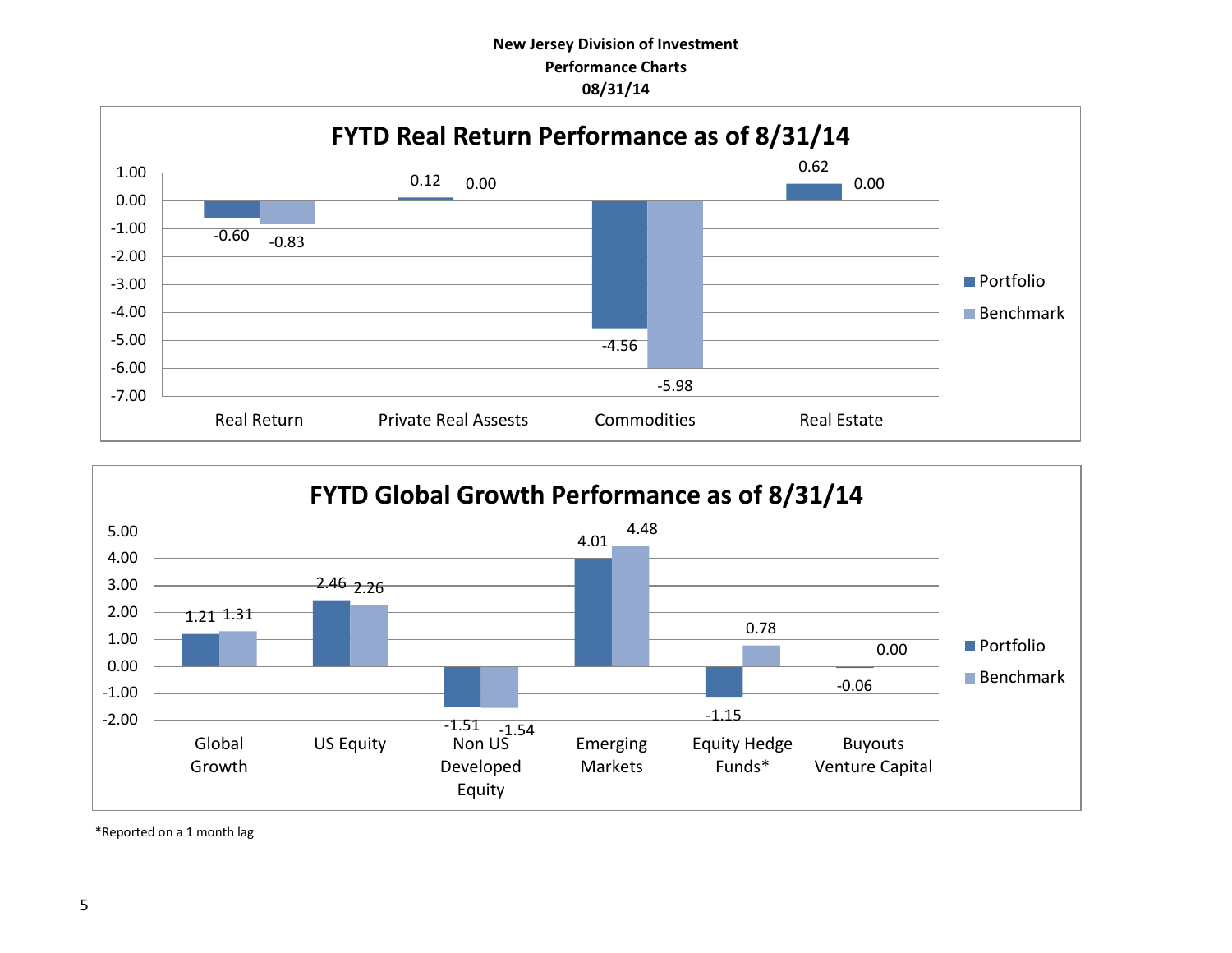**New Jersey Division of Investment**
**Performance Charts**
**08/31/14**

## FYTD Real Return Performance as of 8/31/14

| | Portfolio | Benchmark |
|---|---|---|
| Real Return | -0.60 | -0.83 |
| Private Real Assests | 0.12 | 0.00 |
| Commodities | -4.56 | -5.98 |
| Real Estate | 0.62 | 0.00 |

## FYTD Global Growth Performance as of 8/31/14

| | Portfolio | Benchmark |
|---|---|---|
| Global Growth | 1.21 | 1.31 |
| US Equity | 2.46 | 2.26 |
| Non US Developed Equity | -1.51 | -1.54 |
| Emerging Markets | 4.01 | 4.48 |
| Equity Hedge Funds* | -1.15 | 0.78 |
| Buyouts Venture Capital | -0.06 | 0.00 |

*Reported on a 1 month lag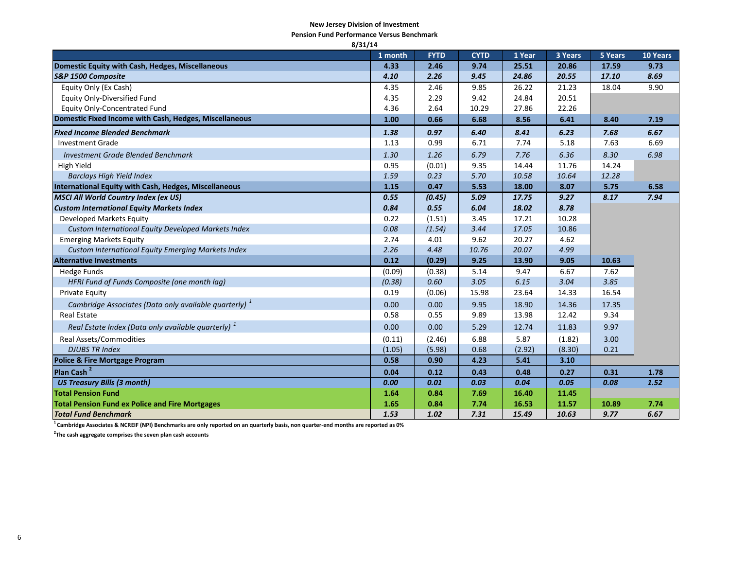**New Jersey Division of Investment**

**Pension Fund Performance Versus Benchmark**

**8/31/14**

| | 1 month | FYTD | CYTD | 1 Year | 3 Years | 5 Years | 10 Years |
|---|---|---|---|---|---|---|---|
| **Domestic Equity with Cash, Hedges, Miscellaneous** | **4.33** | **2.46** | **9.74** | **25.51** | **20.86** | **17.59** | **9.73** |
| ***S&P 1500 Composite*** | ***4.10*** | ***2.26*** | ***9.45*** | ***24.86*** | ***20.55*** | ***17.10*** | ***8.69*** |
| Equity Only (Ex Cash) | 4.35 | 2.46 | 9.85 | 26.22 | 21.23 | 18.04 | 9.90 |
| Equity Only-Diversified Fund | 4.35 | 2.29 | 9.42 | 24.84 | 20.51 | | |
| Equity Only-Concentrated Fund | 4.36 | 2.64 | 10.29 | 27.86 | 22.26 | | |
| **Domestic Fixed Income with Cash, Hedges, Miscellaneous** | **1.00** | **0.66** | **6.68** | **8.56** | **6.41** | **8.40** | **7.19** |
| ***Fixed Income Blended Benchmark*** | ***1.38*** | ***0.97*** | ***6.40*** | ***8.41*** | ***6.23*** | ***7.68*** | ***6.67*** |
| Investment Grade | 1.13 | 0.99 | 6.71 | 7.74 | 5.18 | 7.63 | 6.69 |
| *Investment Grade Blended Benchmark* | *1.30* | *1.26* | *6.79* | *7.76* | *6.36* | *8.30* | *6.98* |
| High Yield | 0.95 | (0.01) | 9.35 | 14.44 | 11.76 | 14.24 | |
| *Barclays High Yield Index* | *1.59* | *0.23* | *5.70* | *10.58* | *10.64* | *12.28* | |
| **International Equity with Cash, Hedges, Miscellaneous** | **1.15** | **0.47** | **5.53** | **18.00** | **8.07** | **5.75** | **6.58** |
| ***MSCI All World Country Index (ex US)*** | ***0.55*** | ***(0.45)*** | ***5.09*** | ***17.75*** | ***9.27*** | ***8.17*** | ***7.94*** |
| ***Custom International Equity Markets Index*** | ***0.84*** | ***0.55*** | ***6.04*** | ***18.02*** | ***8.78*** | | |
| Developed Markets Equity | 0.22 | (1.51) | 3.45 | 17.21 | 10.28 | | |
| *Custom International Equity Developed Markets Index* | *0.08* | *(1.54)* | *3.44* | *17.05* | 10.86 | | |
| Emerging Markets Equity | 2.74 | 4.01 | 9.62 | 20.27 | 4.62 | | |
| *Custom International Equity Emerging Markets Index* | *2.26* | *4.48* | *10.76* | *20.07* | *4.99* | | |
| **Alternative Investments** | **0.12** | **(0.29)** | **9.25** | **13.90** | **9.05** | **10.63** | |
| Hedge Funds | (0.09) | (0.38) | 5.14 | 9.47 | 6.67 | 7.62 | |
| *HFRI Fund of Funds Composite (one month lag)* | *(0.38)* | *0.60* | *3.05* | *6.15* | *3.04* | *3.85* | |
| Private Equity | 0.19 | (0.06) | 15.98 | 23.64 | 14.33 | 16.54 | |
| *Cambridge Associates (Data only available quarterly)* [1] | 0.00 | 0.00 | 9.95 | 18.90 | 14.36 | 17.35 | |
| Real Estate | 0.58 | 0.55 | 9.89 | 13.98 | 12.42 | 9.34 | |
| *Real Estate Index (Data only available quarterly)* [1] | 0.00 | 0.00 | 5.29 | 12.74 | 11.83 | 9.97 | |
| Real Assets/Commodities | (0.11) | (2.46) | 6.88 | 5.87 | (1.82) | 3.00 | |
| *DJUBS TR Index* | (1.05) | (5.98) | 0.68 | (2.92) | (8.30) | 0.21 | |
| **Police & Fire Mortgage Program** | **0.58** | **0.90** | **4.23** | **5.41** | **3.10** | | |
| **Plan Cash** [2] | **0.04** | **0.12** | **0.43** | **0.48** | **0.27** | **0.31** | **1.78** |
| ***US Treasury Bills (3 month)*** | ***0.00*** | ***0.01*** | ***0.03*** | ***0.04*** | ***0.05*** | ***0.08*** | ***1.52*** |
| **Total Pension Fund** | **1.64** | **0.84** | **7.69** | **16.40** | **11.45** | | |
| **Total Pension Fund ex Police and Fire Mortgages** | **1.65** | **0.84** | **7.74** | **16.53** | **11.57** | **10.89** | **7.74** |
| ***Total Fund Benchmark*** | ***1.53*** | ***1.02*** | ***7.31*** | ***15.49*** | ***10.63*** | ***9.77*** | ***6.67*** |

[1] **Cambridge Associates & NCREIF (NPI) Benchmarks are only reported on a quarterly basis, non quarter-end months are reported as 0%**

[2] **The cash aggregate comprises the seven plan cash accounts**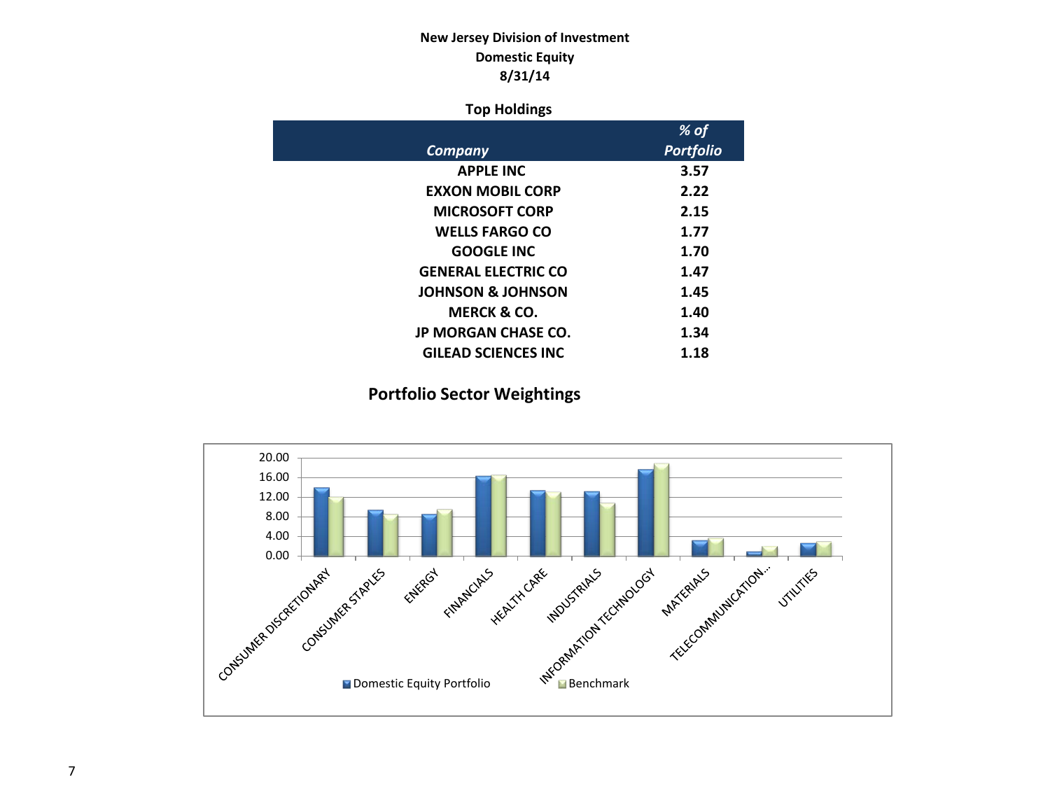**New Jersey Division of Investment**
**Domestic Equity**
**8/31/14**

## Top Holdings

| *Company* | *% of Portfolio* |
|---|---|
| APPLE INC | 3.57 |
| EXXON MOBIL CORP | 2.22 |
| MICROSOFT CORP | 2.15 |
| WELLS FARGO CO | 1.77 |
| GOOGLE INC | 1.70 |
| GENERAL ELECTRIC CO | 1.47 |
| JOHNSON & JOHNSON | 1.45 |
| MERCK & CO. | 1.40 |
| JP MORGAN CHASE CO. | 1.34 |
| GILEAD SCIENCES INC | 1.18 |

## Portfolio Sector Weightings

Sectors: CONSUMER DISCRETIONARY, CONSUMER STAPLES, ENERGY, FINANCIALS, HEALTH CARE, INDUSTRIALS, INFORMATION TECHNOLOGY, MATERIALS, TELECOMMUNICATION..., UTILITIES

Legend: Domestic Equity Portfolio, Benchmark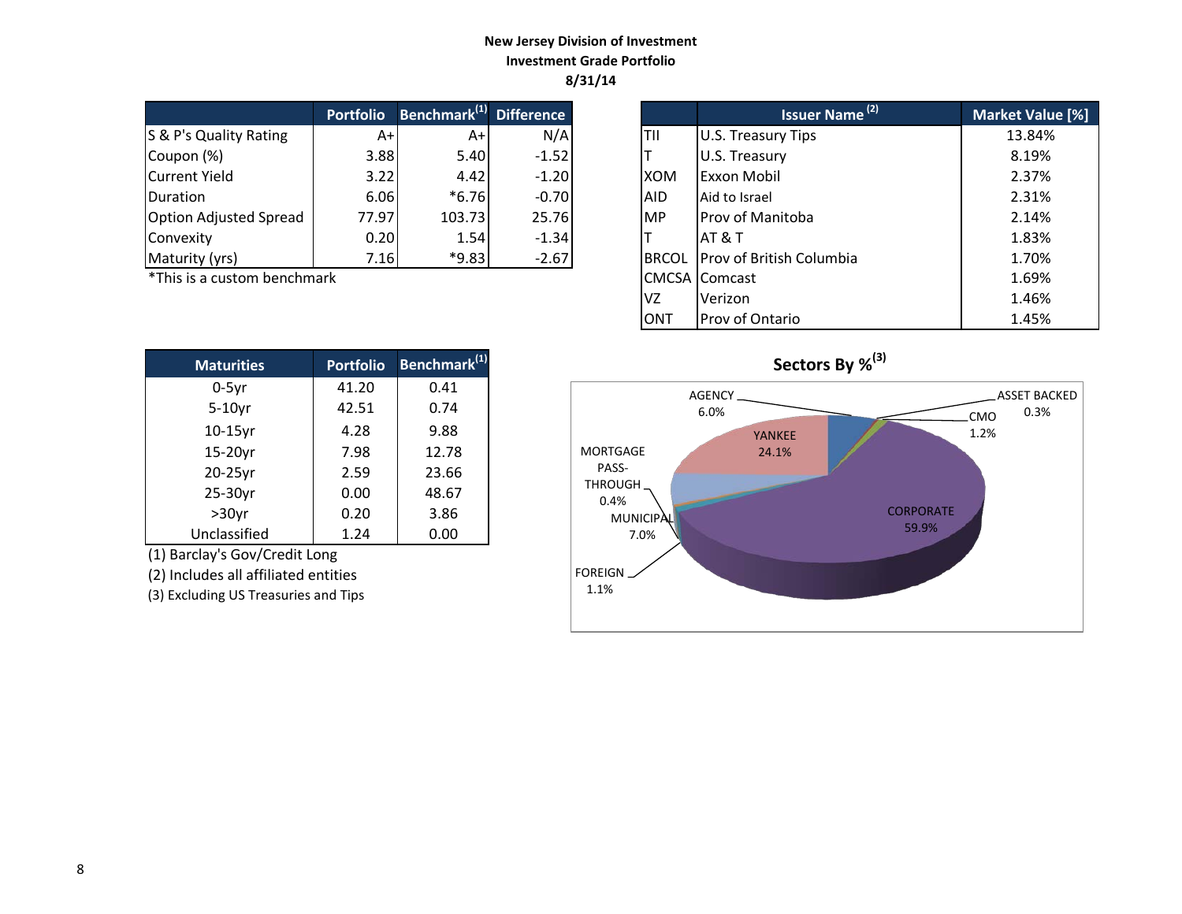**New Jersey Division of Investment**
**Investment Grade Portfolio**
**8/31/14**

| | Portfolio | Benchmark[(1)] | Difference |
|---|---|---|---|
| S & P's Quality Rating | A+ | A+ | N/A |
| Coupon (%) | 3.88 | 5.40 | -1.52 |
| Current Yield | 3.22 | 4.42 | -1.20 |
| Duration | 6.06 | *6.76 | -0.70 |
| Option Adjusted Spread | 77.97 | 103.73 | 25.76 |
| Convexity | 0.20 | 1.54 | -1.34 |
| Maturity (yrs) | 7.16 | *9.83 | -2.67 |

*This is a custom benchmark

| | Issuer Name [(2)] | Market Value [%] |
|---|---|---|
| TII | U.S. Treasury Tips | 13.84% |
| T | U.S. Treasury | 8.19% |
| XOM | Exxon Mobil | 2.37% |
| AID | Aid to Israel | 2.31% |
| MP | Prov of Manitoba | 2.14% |
| T | AT & T | 1.83% |
| BRCOL | Prov of British Columbia | 1.70% |
| CMCSA | Comcast | 1.69% |
| VZ | Verizon | 1.46% |
| ONT | Prov of Ontario | 1.45% |

| Maturities | Portfolio | Benchmark[(1)] |
|---|---|---|
| 0-5yr | 41.20 | 0.41 |
| 5-10yr | 42.51 | 0.74 |
| 10-15yr | 4.28 | 9.88 |
| 15-20yr | 7.98 | 12.78 |
| 20-25yr | 2.59 | 23.66 |
| 25-30yr | 0.00 | 48.67 |
| >30yr | 0.20 | 3.86 |
| Unclassified | 1.24 | 0.00 |

(1) Barclay's Gov/Credit Long
(2) Includes all affiliated entities
(3) Excluding US Treasuries and Tips

**Sectors By %[(3)]**

| Sector | % |
|---|---|
| AGENCY | 6.0% |
| ASSET BACKED | 0.3% |
| CMO | 1.2% |
| YANKEE | 24.1% |
| MORTGAGE PASS-THROUGH | 0.4% |
| MUNICIPAL | 7.0% |
| CORPORATE | 59.9% |
| FOREIGN | 1.1% |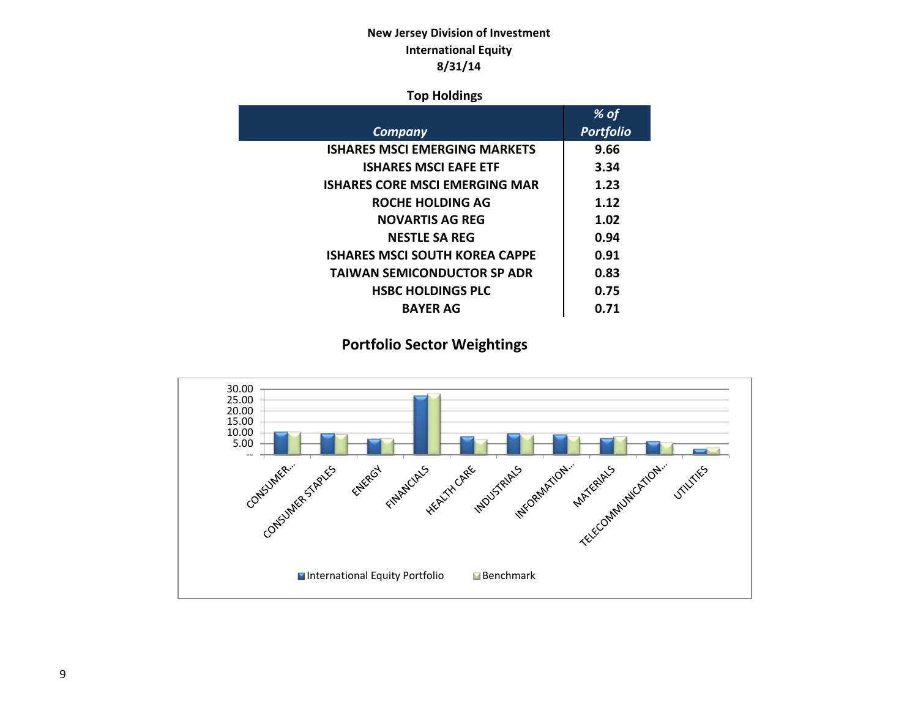**New Jersey Division of Investment**
**International Equity**
**8/31/14**

**Top Holdings**

| *Company* | *% of Portfolio* |
|---|---|
| ISHARES MSCI EMERGING MARKETS | 9.66 |
| ISHARES MSCI EAFE ETF | 3.34 |
| ISHARES CORE MSCI EMERGING MAR | 1.23 |
| ROCHE HOLDING AG | 1.12 |
| NOVARTIS AG REG | 1.02 |
| NESTLE SA REG | 0.94 |
| ISHARES MSCI SOUTH KOREA CAPPE | 0.91 |
| TAIWAN SEMICONDUCTOR SP ADR | 0.83 |
| HSBC HOLDINGS PLC | 0.75 |
| BAYER AG | 0.71 |

## Portfolio Sector Weightings

30.00
25.00
20.00
15.00
10.00
5.00
--

CONSUMER... CONSUMER STAPLES ENERGY FINANCIALS HEALTH CARE INDUSTRIALS INFORMATION... MATERIALS TELECOMMUNICATION... UTILITIES

International Equity Portfolio Benchmark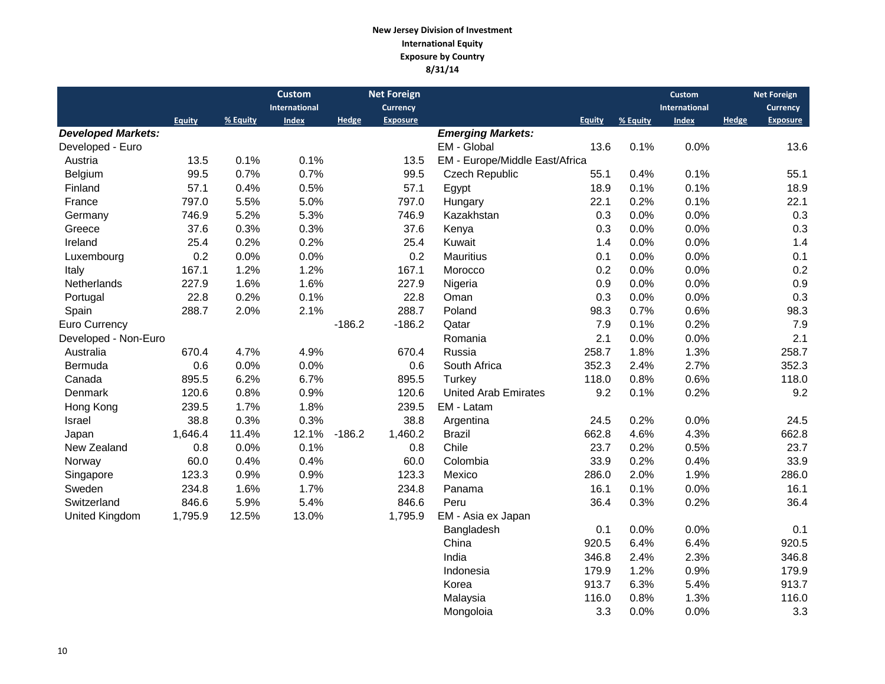**New Jersey Division of Investment**
**International Equity**
**Exposure by Country**
**8/31/14**

| | Equity | % Equity | Custom International Index | Hedge | Net Foreign Currency Exposure |
|---|---|---|---|---|---|
| ***Developed Markets:*** | | | | | |
| Developed - Euro | | | | | |
| Austria | 13.5 | 0.1% | 0.1% | | 13.5 |
| Belgium | 99.5 | 0.7% | 0.7% | | 99.5 |
| Finland | 57.1 | 0.4% | 0.5% | | 57.1 |
| France | 797.0 | 5.5% | 5.0% | | 797.0 |
| Germany | 746.9 | 5.2% | 5.3% | | 746.9 |
| Greece | 37.6 | 0.3% | 0.3% | | 37.6 |
| Ireland | 25.4 | 0.2% | 0.2% | | 25.4 |
| Luxembourg | 0.2 | 0.0% | 0.0% | | 0.2 |
| Italy | 167.1 | 1.2% | 1.2% | | 167.1 |
| Netherlands | 227.9 | 1.6% | 1.6% | | 227.9 |
| Portugal | 22.8 | 0.2% | 0.1% | | 22.8 |
| Spain | 288.7 | 2.0% | 2.1% | | 288.7 |
| Euro Currency | | | | -186.2 | -186.2 |
| Developed - Non-Euro | | | | | |
| Australia | 670.4 | 4.7% | 4.9% | | 670.4 |
| Bermuda | 0.6 | 0.0% | 0.0% | | 0.6 |
| Canada | 895.5 | 6.2% | 6.7% | | 895.5 |
| Denmark | 120.6 | 0.8% | 0.9% | | 120.6 |
| Hong Kong | 239.5 | 1.7% | 1.8% | | 239.5 |
| Israel | 38.8 | 0.3% | 0.3% | | 38.8 |
| Japan | 1,646.4 | 11.4% | 12.1% | -186.2 | 1,460.2 |
| New Zealand | 0.8 | 0.0% | 0.1% | | 0.8 |
| Norway | 60.0 | 0.4% | 0.4% | | 60.0 |
| Singapore | 123.3 | 0.9% | 0.9% | | 123.3 |
| Sweden | 234.8 | 1.6% | 1.7% | | 234.8 |
| Switzerland | 846.6 | 5.9% | 5.4% | | 846.6 |
| United Kingdom | 1,795.9 | 12.5% | 13.0% | | 1,795.9 |

| | Equity | % Equity | Custom International Index | Hedge | Net Foreign Currency Exposure |
|---|---|---|---|---|---|
| ***Emerging Markets:*** | | | | | |
| EM - Global | 13.6 | 0.1% | 0.0% | | 13.6 |
| EM - Europe/Middle East/Africa | | | | | |
| Czech Republic | 55.1 | 0.4% | 0.1% | | 55.1 |
| Egypt | 18.9 | 0.1% | 0.1% | | 18.9 |
| Hungary | 22.1 | 0.2% | 0.1% | | 22.1 |
| Kazakhstan | 0.3 | 0.0% | 0.0% | | 0.3 |
| Kenya | 0.3 | 0.0% | 0.0% | | 0.3 |
| Kuwait | 1.4 | 0.0% | 0.0% | | 1.4 |
| Mauritius | 0.1 | 0.0% | 0.0% | | 0.1 |
| Morocco | 0.2 | 0.0% | 0.0% | | 0.2 |
| Nigeria | 0.9 | 0.0% | 0.0% | | 0.9 |
| Oman | 0.3 | 0.0% | 0.0% | | 0.3 |
| Poland | 98.3 | 0.7% | 0.6% | | 98.3 |
| Qatar | 7.9 | 0.1% | 0.2% | | 7.9 |
| Romania | 2.1 | 0.0% | 0.0% | | 2.1 |
| Russia | 258.7 | 1.8% | 1.3% | | 258.7 |
| South Africa | 352.3 | 2.4% | 2.7% | | 352.3 |
| Turkey | 118.0 | 0.8% | 0.6% | | 118.0 |
| United Arab Emirates | 9.2 | 0.1% | 0.2% | | 9.2 |
| EM - Latam | | | | | |
| Argentina | 24.5 | 0.2% | 0.0% | | 24.5 |
| Brazil | 662.8 | 4.6% | 4.3% | | 662.8 |
| Chile | 23.7 | 0.2% | 0.5% | | 23.7 |
| Colombia | 33.9 | 0.2% | 0.4% | | 33.9 |
| Mexico | 286.0 | 2.0% | 1.9% | | 286.0 |
| Panama | 16.1 | 0.1% | 0.0% | | 16.1 |
| Peru | 36.4 | 0.3% | 0.2% | | 36.4 |
| EM - Asia ex Japan | | | | | |
| Bangladesh | 0.1 | 0.0% | 0.0% | | 0.1 |
| China | 920.5 | 6.4% | 6.4% | | 920.5 |
| India | 346.8 | 2.4% | 2.3% | | 346.8 |
| Indonesia | 179.9 | 1.2% | 0.9% | | 179.9 |
| Korea | 913.7 | 6.3% | 5.4% | | 913.7 |
| Malaysia | 116.0 | 0.8% | 1.3% | | 116.0 |
| Mongoloia | 3.3 | 0.0% | 0.0% | | 3.3 |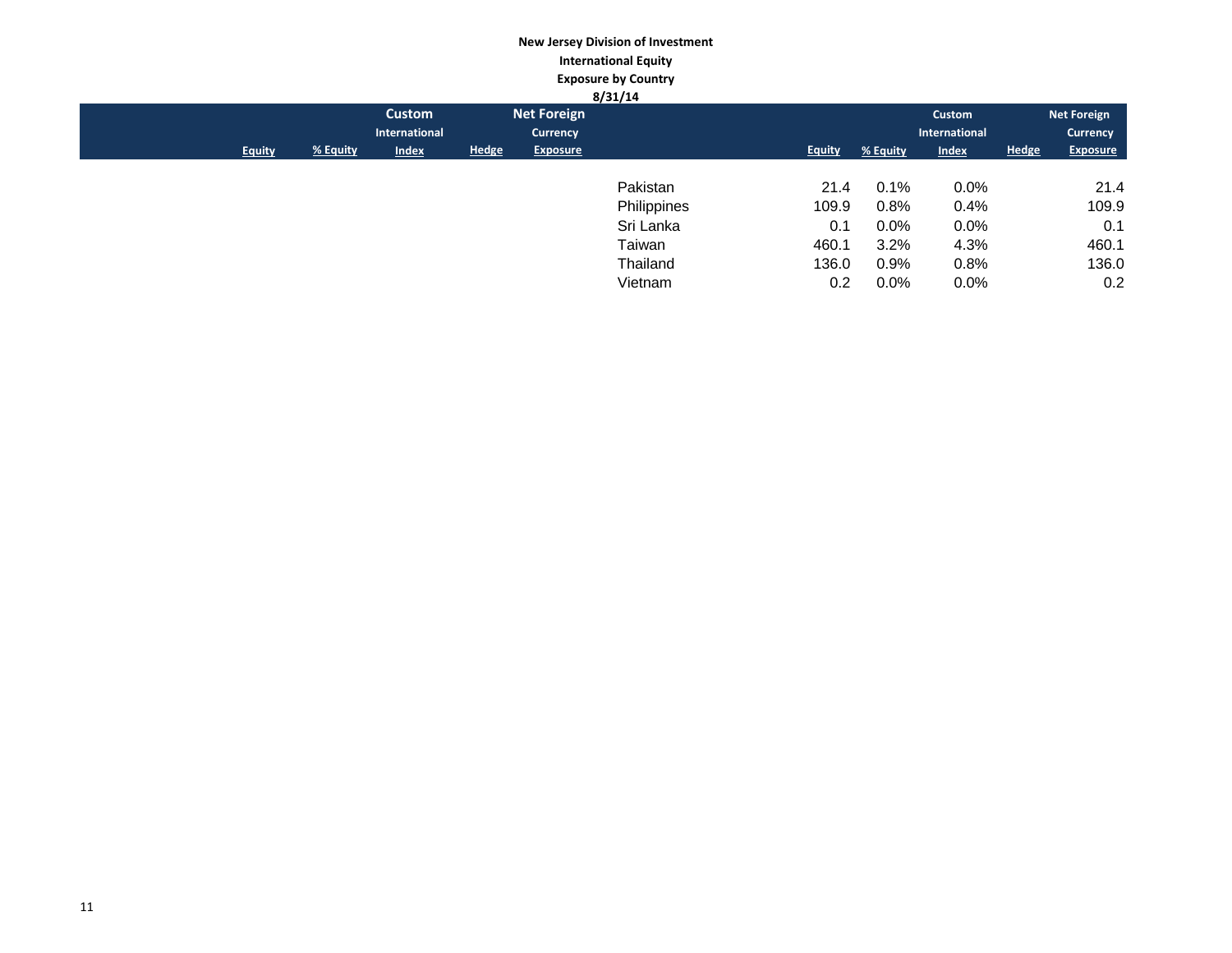**New Jersey Division of Investment**

**International Equity**

**Exposure by Country**

**8/31/14**

| | Equity | % Equity | Custom International Index | Hedge | Net Foreign Currency Exposure |
|---|---|---|---|---|---|
| Pakistan | 21.4 | 0.1% | 0.0% | | 21.4 |
| Philippines | 109.9 | 0.8% | 0.4% | | 109.9 |
| Sri Lanka | 0.1 | 0.0% | 0.0% | | 0.1 |
| Taiwan | 460.1 | 3.2% | 4.3% | | 460.1 |
| Thailand | 136.0 | 0.9% | 0.8% | | 136.0 |
| Vietnam | 0.2 | 0.0% | 0.0% | | 0.2 |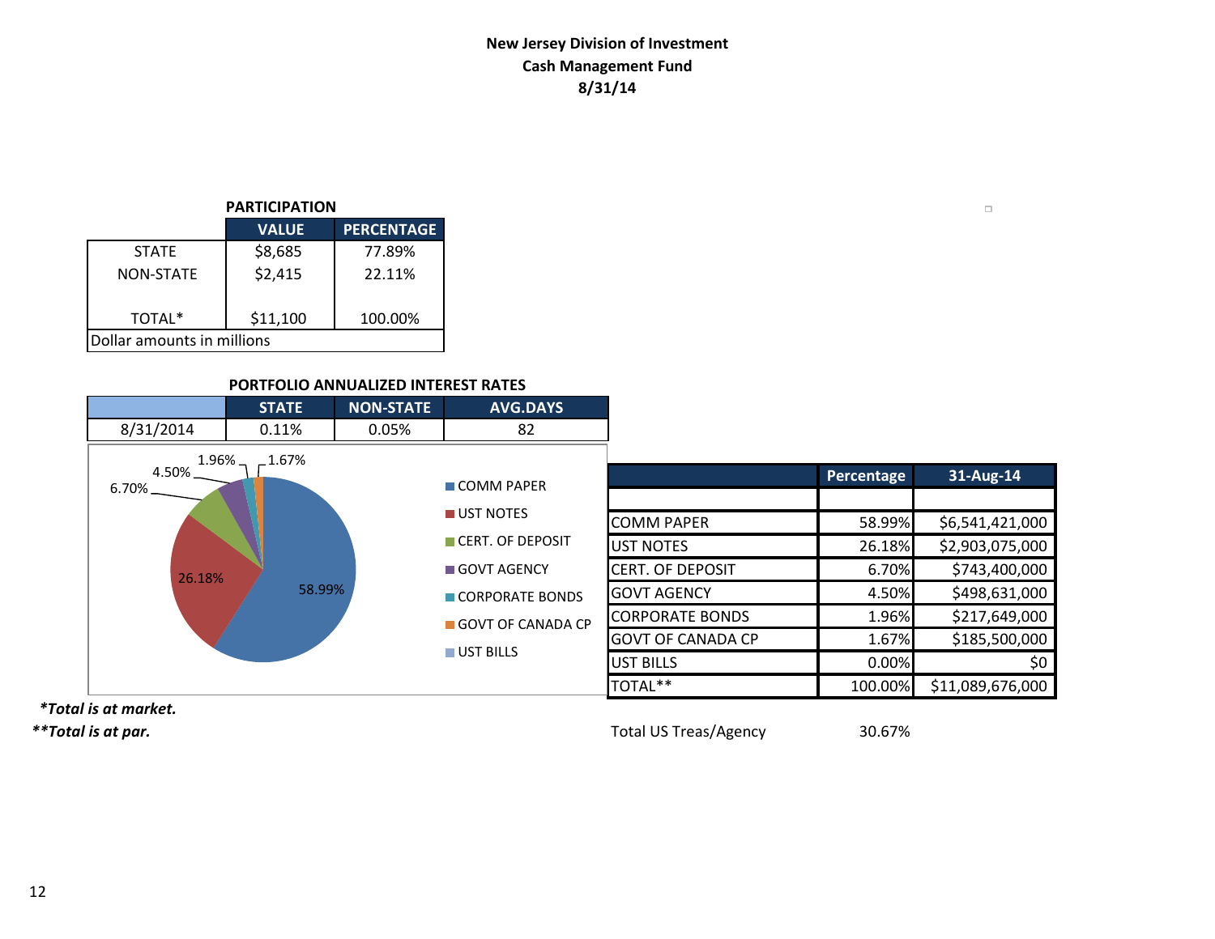**New Jersey Division of Investment**
**Cash Management Fund**
**8/31/14**

**PARTICIPATION**

| | VALUE | PERCENTAGE |
|---|---|---|
| STATE | $8,685 | 77.89% |
| NON-STATE | $2,415 | 22.11% |
| TOTAL* | $11,100 | 100.00% |
| Dollar amounts in millions | | |

**PORTFOLIO ANNUALIZED INTEREST RATES**

| | STATE | NON-STATE | AVG.DAYS |
|---|---|---|---|
| 8/31/2014 | 0.11% | 0.05% | 82 |

| | Percentage | 31-Aug-14 |
|---|---|---|
| COMM PAPER | 58.99% | $6,541,421,000 |
| UST NOTES | 26.18% | $2,903,075,000 |
| CERT. OF DEPOSIT | 6.70% | $743,400,000 |
| GOVT AGENCY | 4.50% | $498,631,000 |
| CORPORATE BONDS | 1.96% | $217,649,000 |
| GOVT OF CANADA CP | 1.67% | $185,500,000 |
| UST BILLS | 0.00% | $0 |
| TOTAL** | 100.00% | $11,089,676,000 |

Total US Treas/Agency 30.67%

***Total is at market.***
****Total is at par.***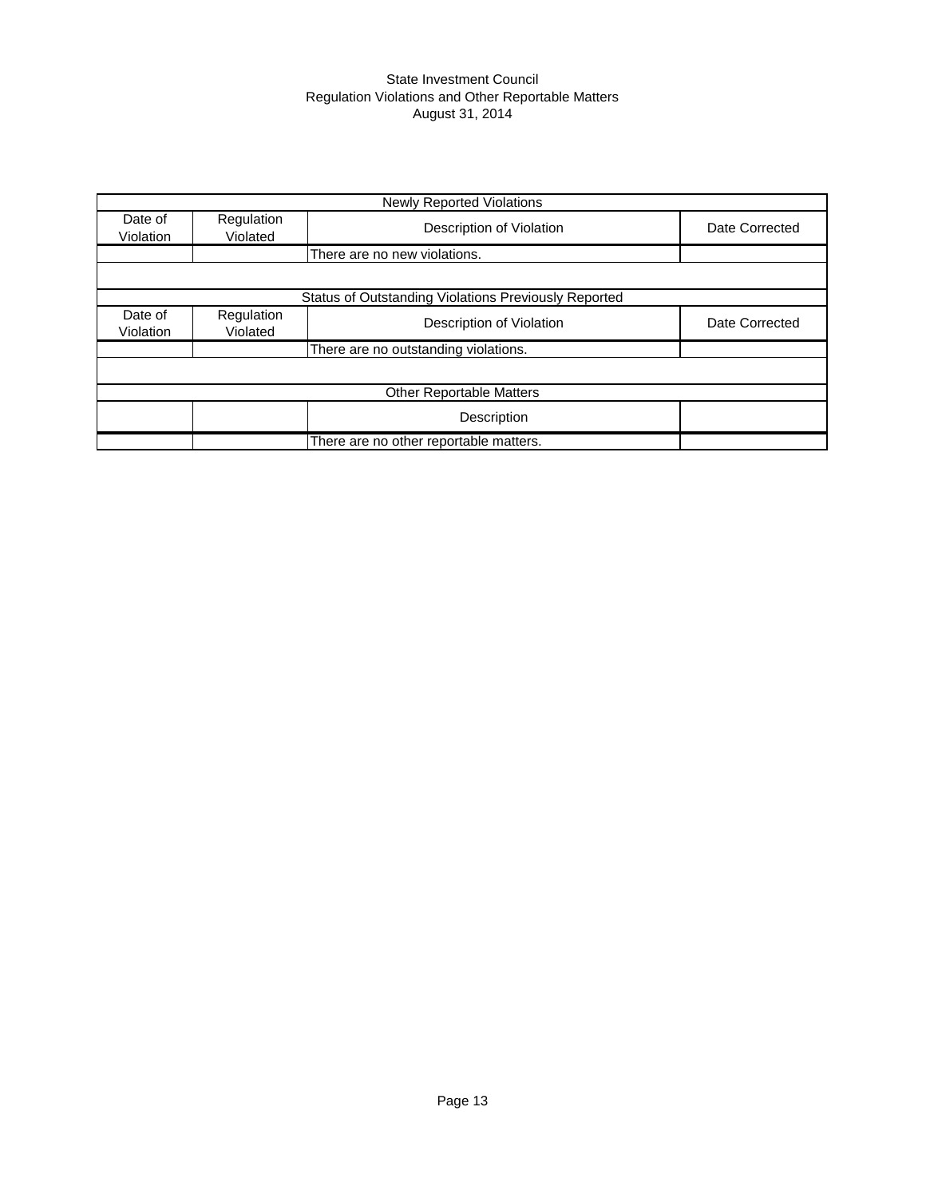State Investment Council
Regulation Violations and Other Reportable Matters
August 31, 2014

| Newly Reported Violations | | | |
|---|---|---|---|
| Date of Violation | Regulation Violated | Description of Violation | Date Corrected |
| | | There are no new violations. | |
| | | | |
| **Status of Outstanding Violations Previously Reported** | | | |
| Date of Violation | Regulation Violated | Description of Violation | Date Corrected |
| | | There are no outstanding violations. | |
| | | | |
| **Other Reportable Matters** | | | |
| | | Description | |
| | | There are no other reportable matters. | |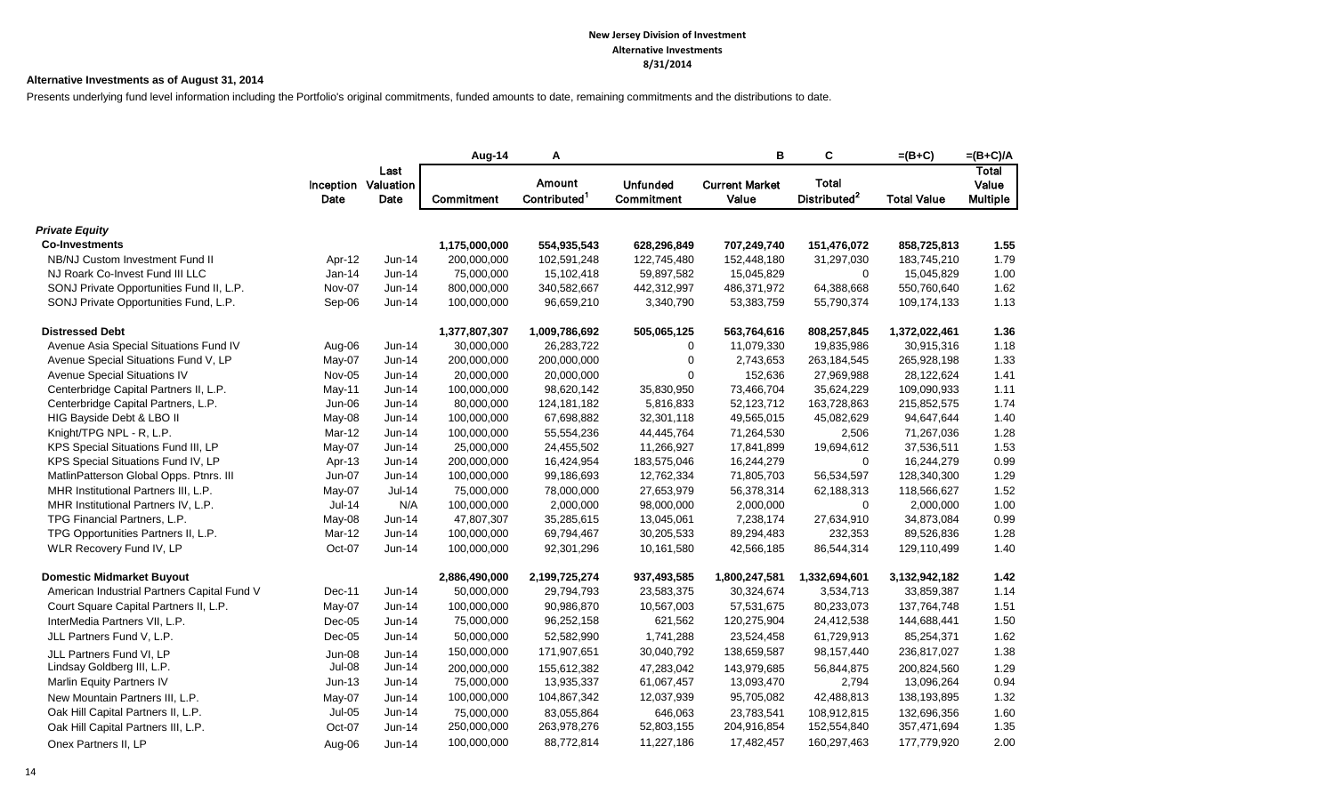**New Jersey Division of Investment**
**Alternative Investments**
**8/31/2014**

**Alternative Investments as of August 31, 2014**

Presents underlying fund level information including the Portfolio's original commitments, funded amounts to date, remaining commitments and the distributions to date.

| | | | Aug-14 | A | | B | C | =(B+C) | =(B+C)/A |
|---|---|---|---|---|---|---|---|---|---|
| | Inception Date | Last Valuation Date | Commitment | Amount Contributed[1] | Unfunded Commitment | Current Market Value | Total Distributed[2] | Total Value | Total Value Multiple |
| ***Private Equity*** | | | | | | | | | |
| **Co-Investments** | | | **1,175,000,000** | **554,935,543** | **628,296,849** | **707,249,740** | **151,476,072** | **858,725,813** | **1.55** |
| NB/NJ Custom Investment Fund II | Apr-12 | Jun-14 | 200,000,000 | 102,591,248 | 122,745,480 | 152,448,180 | 31,297,030 | 183,745,210 | 1.79 |
| NJ Roark Co-Invest Fund III LLC | Jan-14 | Jun-14 | 75,000,000 | 15,102,418 | 59,897,582 | 15,045,829 | 0 | 15,045,829 | 1.00 |
| SONJ Private Opportunities Fund II, L.P. | Nov-07 | Jun-14 | 800,000,000 | 340,582,667 | 442,312,997 | 486,371,972 | 64,388,668 | 550,760,640 | 1.62 |
| SONJ Private Opportunities Fund, L.P. | Sep-06 | Jun-14 | 100,000,000 | 96,659,210 | 3,340,790 | 53,383,759 | 55,790,374 | 109,174,133 | 1.13 |
| **Distressed Debt** | | | **1,377,807,307** | **1,009,786,692** | **505,065,125** | **563,764,616** | **808,257,845** | **1,372,022,461** | **1.36** |
| Avenue Asia Special Situations Fund IV | Aug-06 | Jun-14 | 30,000,000 | 26,283,722 | 0 | 11,079,330 | 19,835,986 | 30,915,316 | 1.18 |
| Avenue Special Situations Fund V, LP | May-07 | Jun-14 | 200,000,000 | 200,000,000 | 0 | 2,743,653 | 263,184,545 | 265,928,198 | 1.33 |
| Avenue Special Situations IV | Nov-05 | Jun-14 | 20,000,000 | 20,000,000 | 0 | 152,636 | 27,969,988 | 28,122,624 | 1.41 |
| Centerbridge Capital Partners II, L.P. | May-11 | Jun-14 | 100,000,000 | 98,620,142 | 35,830,950 | 73,466,704 | 35,624,229 | 109,090,933 | 1.11 |
| Centerbridge Capital Partners, L.P. | Jun-06 | Jun-14 | 80,000,000 | 124,181,182 | 5,816,833 | 52,123,712 | 163,728,863 | 215,852,575 | 1.74 |
| HIG Bayside Debt & LBO II | May-08 | Jun-14 | 100,000,000 | 67,698,882 | 32,301,118 | 49,565,015 | 45,082,629 | 94,647,644 | 1.40 |
| Knight/TPG NPL - R, L.P. | Mar-12 | Jun-14 | 100,000,000 | 55,554,236 | 44,445,764 | 71,264,530 | 2,506 | 71,267,036 | 1.28 |
| KPS Special Situations Fund III, LP | May-07 | Jun-14 | 25,000,000 | 24,455,502 | 11,266,927 | 17,841,899 | 19,694,612 | 37,536,511 | 1.53 |
| KPS Special Situations Fund IV, LP | Apr-13 | Jun-14 | 200,000,000 | 16,424,954 | 183,575,046 | 16,244,279 | 0 | 16,244,279 | 0.99 |
| MatlinPatterson Global Opps. Ptnrs. III | Jun-07 | Jun-14 | 100,000,000 | 99,186,693 | 12,762,334 | 71,805,703 | 56,534,597 | 128,340,300 | 1.29 |
| MHR Institutional Partners III, L.P. | May-07 | Jul-14 | 75,000,000 | 78,000,000 | 27,653,979 | 56,378,314 | 62,188,313 | 118,566,627 | 1.52 |
| MHR Institutional Partners IV, L.P. | Jul-14 | N/A | 100,000,000 | 2,000,000 | 98,000,000 | 2,000,000 | 0 | 2,000,000 | 1.00 |
| TPG Financial Partners, L.P. | May-08 | Jun-14 | 47,807,307 | 35,285,615 | 13,045,061 | 7,238,174 | 27,634,910 | 34,873,084 | 0.99 |
| TPG Opportunities Partners II, L.P. | Mar-12 | Jun-14 | 100,000,000 | 69,794,467 | 30,205,533 | 89,294,483 | 232,353 | 89,526,836 | 1.28 |
| WLR Recovery Fund IV, LP | Oct-07 | Jun-14 | 100,000,000 | 92,301,296 | 10,161,580 | 42,566,185 | 86,544,314 | 129,110,499 | 1.40 |
| **Domestic Midmarket Buyout** | | | **2,886,490,000** | **2,199,725,274** | **937,493,585** | **1,800,247,581** | **1,332,694,601** | **3,132,942,182** | **1.42** |
| American Industrial Partners Capital Fund V | Dec-11 | Jun-14 | 50,000,000 | 29,794,793 | 23,583,375 | 30,324,674 | 3,534,713 | 33,859,387 | 1.14 |
| Court Square Capital Partners II, L.P. | May-07 | Jun-14 | 100,000,000 | 90,986,870 | 10,567,003 | 57,531,675 | 80,233,073 | 137,764,748 | 1.51 |
| InterMedia Partners VII, L.P. | Dec-05 | Jun-14 | 75,000,000 | 96,252,158 | 621,562 | 120,275,904 | 24,412,538 | 144,688,441 | 1.50 |
| JLL Partners Fund V, L.P. | Dec-05 | Jun-14 | 50,000,000 | 52,582,990 | 1,741,288 | 23,524,458 | 61,729,913 | 85,254,371 | 1.62 |
| JLL Partners Fund VI, LP | Jun-08 | Jun-14 | 150,000,000 | 171,907,651 | 30,040,792 | 138,659,587 | 98,157,440 | 236,817,027 | 1.38 |
| Lindsay Goldberg III, L.P. | Jul-08 | Jun-14 | 200,000,000 | 155,612,382 | 47,283,042 | 143,979,685 | 56,844,875 | 200,824,560 | 1.29 |
| Marlin Equity Partners IV | Jun-13 | Jun-14 | 75,000,000 | 13,935,337 | 61,067,457 | 13,093,470 | 2,794 | 13,096,264 | 0.94 |
| New Mountain Partners III, L.P. | May-07 | Jun-14 | 100,000,000 | 104,867,342 | 12,037,939 | 95,705,082 | 42,488,813 | 138,193,895 | 1.32 |
| Oak Hill Capital Partners II, L.P. | Jul-05 | Jun-14 | 75,000,000 | 83,055,864 | 646,063 | 23,783,541 | 108,912,815 | 132,696,356 | 1.60 |
| Oak Hill Capital Partners III, L.P. | Oct-07 | Jun-14 | 250,000,000 | 263,978,276 | 52,803,155 | 204,916,854 | 152,554,840 | 357,471,694 | 1.35 |
| Onex Partners II, LP | Aug-06 | Jun-14 | 100,000,000 | 88,772,814 | 11,227,186 | 17,482,457 | 160,297,463 | 177,779,920 | 2.00 |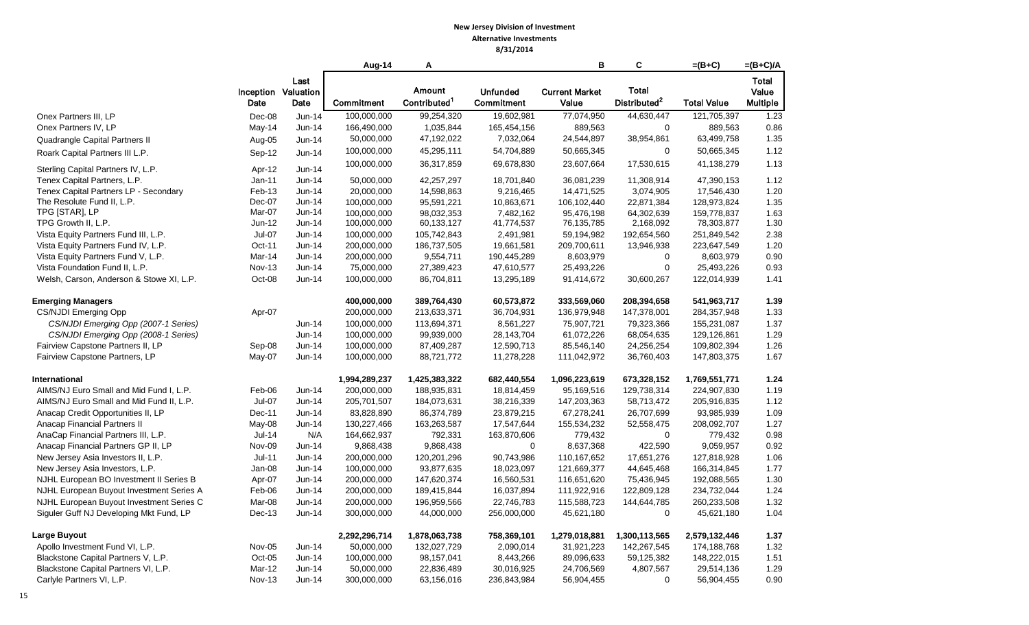**New Jersey Division of Investment**
**Alternative Investments**
**8/31/2014**

| | | | Aug-14 | A | | B | C | =(B+C) | =(B+C)/A |
|---|---|---|---|---|---|---|---|---|---|
| | Inception Date | Last Valuation Date | Commitment | Amount Contributed[1] | Unfunded Commitment | Current Market Value | Total Distributed[2] | Total Value | Total Value Multiple |
| Onex Partners III, LP | Dec-08 | Jun-14 | 100,000,000 | 99,254,320 | 19,602,981 | 77,074,950 | 44,630,447 | 121,705,397 | 1.23 |
| Onex Partners IV, LP | May-14 | Jun-14 | 166,490,000 | 1,035,844 | 165,454,156 | 889,563 | 0 | 889,563 | 0.86 |
| Quadrangle Capital Partners II | Aug-05 | Jun-14 | 50,000,000 | 47,192,022 | 7,032,064 | 24,544,897 | 38,954,861 | 63,499,758 | 1.35 |
| Roark Capital Partners III L.P. | Sep-12 | Jun-14 | 100,000,000 | 45,295,111 | 54,704,889 | 50,665,345 | 0 | 50,665,345 | 1.12 |
| Sterling Capital Partners IV, L.P. | Apr-12 | Jun-14 | 100,000,000 | 36,317,859 | 69,678,830 | 23,607,664 | 17,530,615 | 41,138,279 | 1.13 |
| Tenex Capital Partners, L.P. | Jan-11 | Jun-14 | 50,000,000 | 42,257,297 | 18,701,840 | 36,081,239 | 11,308,914 | 47,390,153 | 1.12 |
| Tenex Capital Partners LP - Secondary | Feb-13 | Jun-14 | 20,000,000 | 14,598,863 | 9,216,465 | 14,471,525 | 3,074,905 | 17,546,430 | 1.20 |
| The Resolute Fund II, L.P. | Dec-07 | Jun-14 | 100,000,000 | 95,591,221 | 10,863,671 | 106,102,440 | 22,871,384 | 128,973,824 | 1.35 |
| TPG [STAR], LP | Mar-07 | Jun-14 | 100,000,000 | 98,032,353 | 7,482,162 | 95,476,198 | 64,302,639 | 159,778,837 | 1.63 |
| TPG Growth II, L.P. | Jun-12 | Jun-14 | 100,000,000 | 60,133,127 | 41,774,537 | 76,135,785 | 2,168,092 | 78,303,877 | 1.30 |
| Vista Equity Partners Fund III, L.P. | Jul-07 | Jun-14 | 100,000,000 | 105,742,843 | 2,491,981 | 59,194,982 | 192,654,560 | 251,849,542 | 2.38 |
| Vista Equity Partners Fund IV, L.P. | Oct-11 | Jun-14 | 200,000,000 | 186,737,505 | 19,661,581 | 209,700,611 | 13,946,938 | 223,647,549 | 1.20 |
| Vista Equity Partners Fund V, L.P. | Mar-14 | Jun-14 | 200,000,000 | 9,554,711 | 190,445,289 | 8,603,979 | 0 | 8,603,979 | 0.90 |
| Vista Foundation Fund II, L.P. | Nov-13 | Jun-14 | 75,000,000 | 27,389,423 | 47,610,577 | 25,493,226 | 0 | 25,493,226 | 0.93 |
| Welsh, Carson, Anderson & Stowe XI, L.P. | Oct-08 | Jun-14 | 100,000,000 | 86,704,811 | 13,295,189 | 91,414,672 | 30,600,267 | 122,014,939 | 1.41 |
| | | | | | | | | | |
| **Emerging Managers** | | | **400,000,000** | **389,764,430** | **60,573,872** | **333,569,060** | **208,394,658** | **541,963,717** | **1.39** |
| CS/NJDI Emerging Opp | Apr-07 | | 200,000,000 | 213,633,371 | 36,704,931 | 136,979,948 | 147,378,001 | 284,357,948 | 1.33 |
| *CS/NJDI Emerging Opp (2007-1 Series)* | | Jun-14 | 100,000,000 | 113,694,371 | 8,561,227 | 75,907,721 | 79,323,366 | 155,231,087 | 1.37 |
| *CS/NJDI Emerging Opp (2008-1 Series)* | | Jun-14 | 100,000,000 | 99,939,000 | 28,143,704 | 61,072,226 | 68,054,635 | 129,126,861 | 1.29 |
| Fairview Capstone Partners II, LP | Sep-08 | Jun-14 | 100,000,000 | 87,409,287 | 12,590,713 | 85,546,140 | 24,256,254 | 109,802,394 | 1.26 |
| Fairview Capstone Partners, LP | May-07 | Jun-14 | 100,000,000 | 88,721,772 | 11,278,228 | 111,042,972 | 36,760,403 | 147,803,375 | 1.67 |
| | | | | | | | | | |
| **International** | | | **1,994,289,237** | **1,425,383,322** | **682,440,554** | **1,096,223,619** | **673,328,152** | **1,769,551,771** | **1.24** |
| AIMS/NJ Euro Small and Mid Fund I, L.P. | Feb-06 | Jun-14 | 200,000,000 | 188,935,831 | 18,814,459 | 95,169,516 | 129,738,314 | 224,907,830 | 1.19 |
| AIMS/NJ Euro Small and Mid Fund II, L.P. | Jul-07 | Jun-14 | 205,701,507 | 184,073,631 | 38,216,339 | 147,203,363 | 58,713,472 | 205,916,835 | 1.12 |
| Anacap Credit Opportunities II, LP | Dec-11 | Jun-14 | 83,828,890 | 86,374,789 | 23,879,215 | 67,278,241 | 26,707,699 | 93,985,939 | 1.09 |
| Anacap Financial Partners II | May-08 | Jun-14 | 130,227,466 | 163,263,587 | 17,547,644 | 155,534,232 | 52,558,475 | 208,092,707 | 1.27 |
| AnaCap Financial Partners III, L.P. | Jul-14 | N/A | 164,662,937 | 792,331 | 163,870,606 | 779,432 | 0 | 779,432 | 0.98 |
| Anacap Financial Partners GP II, LP | Nov-09 | Jun-14 | 9,868,438 | 9,868,438 | 0 | 8,637,368 | 422,590 | 9,059,957 | 0.92 |
| New Jersey Asia Investors II, L.P. | Jul-11 | Jun-14 | 200,000,000 | 120,201,296 | 90,743,986 | 110,167,652 | 17,651,276 | 127,818,928 | 1.06 |
| New Jersey Asia Investors, L.P. | Jan-08 | Jun-14 | 100,000,000 | 93,877,635 | 18,023,097 | 121,669,377 | 44,645,468 | 166,314,845 | 1.77 |
| NJHL European BO Investment II Series B | Apr-07 | Jun-14 | 200,000,000 | 147,620,374 | 16,560,531 | 116,651,620 | 75,436,945 | 192,088,565 | 1.30 |
| NJHL European Buyout Investment Series A | Feb-06 | Jun-14 | 200,000,000 | 189,415,844 | 16,037,894 | 111,922,916 | 122,809,128 | 234,732,044 | 1.24 |
| NJHL European Buyout Investment Series C | Mar-08 | Jun-14 | 200,000,000 | 196,959,566 | 22,746,783 | 115,588,723 | 144,644,785 | 260,233,508 | 1.32 |
| Siguler Guff NJ Developing Mkt Fund, LP | Dec-13 | Jun-14 | 300,000,000 | 44,000,000 | 256,000,000 | 45,621,180 | 0 | 45,621,180 | 1.04 |
| | | | | | | | | | |
| **Large Buyout** | | | **2,292,296,714** | **1,878,063,738** | **758,369,101** | **1,279,018,881** | **1,300,113,565** | **2,579,132,446** | **1.37** |
| Apollo Investment Fund VI, L.P. | Nov-05 | Jun-14 | 50,000,000 | 132,027,729 | 2,090,014 | 31,921,223 | 142,267,545 | 174,188,768 | 1.32 |
| Blackstone Capital Partners V, L.P. | Oct-05 | Jun-14 | 100,000,000 | 98,157,041 | 8,443,266 | 89,096,633 | 59,125,382 | 148,222,015 | 1.51 |
| Blackstone Capital Partners VI, L.P. | Mar-12 | Jun-14 | 50,000,000 | 22,836,489 | 30,016,925 | 24,706,569 | 4,807,567 | 29,514,136 | 1.29 |
| Carlyle Partners VI, L.P. | Nov-13 | Jun-14 | 300,000,000 | 63,156,016 | 236,843,984 | 56,904,455 | 0 | 56,904,455 | 0.90 |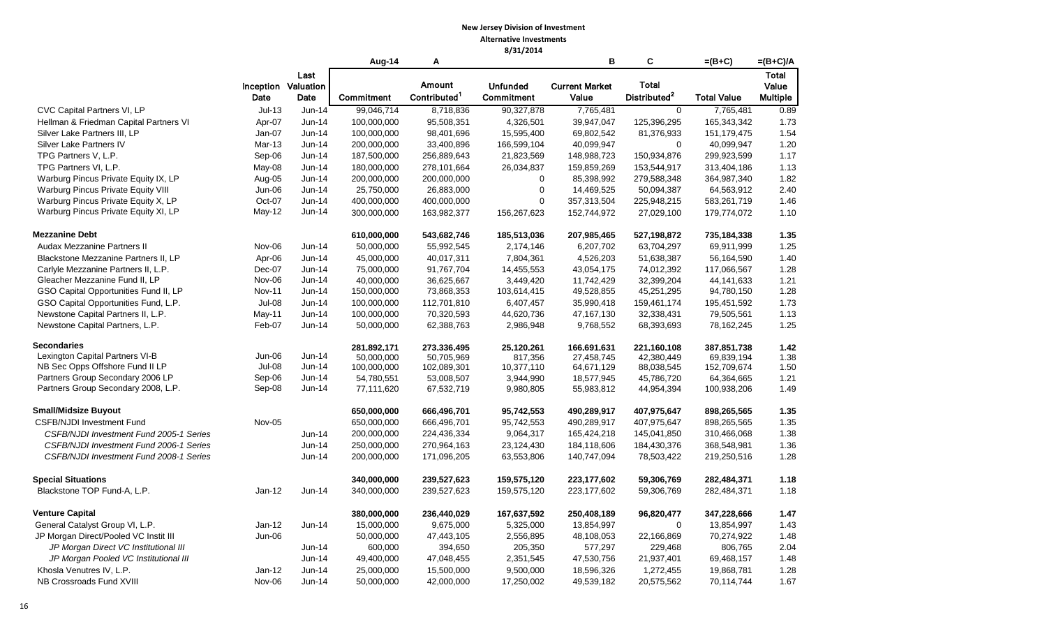**New Jersey Division of Investment**

**Alternative Investments**

**8/31/2014**

| | Inception Date | Last Valuation Date | Aug-14<br>Commitment | A<br>Amount Contributed[1] | Unfunded Commitment | B<br>Current Market Value | C<br>Total Distributed[2] | =(B+C)<br>Total Value | =(B+C)/A<br>Total Value Multiple |
|---|---|---|---|---|---|---|---|---|---|
| CVC Capital Partners VI, LP | Jul-13 | Jun-14 | 99,046,714 | 8,718,836 | 90,327,878 | 7,765,481 | 0 | 7,765,481 | 0.89 |
| Hellman & Friedman Capital Partners VI | Apr-07 | Jun-14 | 100,000,000 | 95,508,351 | 4,326,501 | 39,947,047 | 125,396,295 | 165,343,342 | 1.73 |
| Silver Lake Partners III, LP | Jan-07 | Jun-14 | 100,000,000 | 98,401,696 | 15,595,400 | 69,802,542 | 81,376,933 | 151,179,475 | 1.54 |
| Silver Lake Partners IV | Mar-13 | Jun-14 | 200,000,000 | 33,400,896 | 166,599,104 | 40,099,947 | 0 | 40,099,947 | 1.20 |
| TPG Partners V, L.P. | Sep-06 | Jun-14 | 187,500,000 | 256,889,643 | 21,823,569 | 148,988,723 | 150,934,876 | 299,923,599 | 1.17 |
| TPG Partners VI, L.P. | May-08 | Jun-14 | 180,000,000 | 278,101,664 | 26,034,837 | 159,859,269 | 153,544,917 | 313,404,186 | 1.13 |
| Warburg Pincus Private Equity IX, LP | Aug-05 | Jun-14 | 200,000,000 | 200,000,000 | 0 | 85,398,992 | 279,588,348 | 364,987,340 | 1.82 |
| Warburg Pincus Private Equity VIII | Jun-06 | Jun-14 | 25,750,000 | 26,883,000 | 0 | 14,469,525 | 50,094,387 | 64,563,912 | 2.40 |
| Warburg Pincus Private Equity X, LP | Oct-07 | Jun-14 | 400,000,000 | 400,000,000 | 0 | 357,313,504 | 225,948,215 | 583,261,719 | 1.46 |
| Warburg Pincus Private Equity XI, LP | May-12 | Jun-14 | 300,000,000 | 163,982,377 | 156,267,623 | 152,744,972 | 27,029,100 | 179,774,072 | 1.10 |
| **Mezzanine Debt** | | | **610,000,000** | **543,682,746** | **185,513,036** | **207,985,465** | **527,198,872** | **735,184,338** | **1.35** |
| Audax Mezzanine Partners II | Nov-06 | Jun-14 | 50,000,000 | 55,992,545 | 2,174,146 | 6,207,702 | 63,704,297 | 69,911,999 | 1.25 |
| Blackstone Mezzanine Partners II, LP | Apr-06 | Jun-14 | 45,000,000 | 40,017,311 | 7,804,361 | 4,526,203 | 51,638,387 | 56,164,590 | 1.40 |
| Carlyle Mezzanine Partners II, L.P. | Dec-07 | Jun-14 | 75,000,000 | 91,767,704 | 14,455,553 | 43,054,175 | 74,012,392 | 117,066,567 | 1.28 |
| Gleacher Mezzanine Fund II, LP | Nov-06 | Jun-14 | 40,000,000 | 36,625,667 | 3,449,420 | 11,742,429 | 32,399,204 | 44,141,633 | 1.21 |
| GSO Capital Opportunities Fund II, LP | Nov-11 | Jun-14 | 150,000,000 | 73,868,353 | 103,614,415 | 49,528,855 | 45,251,295 | 94,780,150 | 1.28 |
| GSO Capital Opportunities Fund, L.P. | Jul-08 | Jun-14 | 100,000,000 | 112,701,810 | 6,407,457 | 35,990,418 | 159,461,174 | 195,451,592 | 1.73 |
| Newstone Capital Partners II, L.P. | May-11 | Jun-14 | 100,000,000 | 70,320,593 | 44,620,736 | 47,167,130 | 32,338,431 | 79,505,561 | 1.13 |
| Newstone Capital Partners, L.P. | Feb-07 | Jun-14 | 50,000,000 | 62,388,763 | 2,986,948 | 9,768,552 | 68,393,693 | 78,162,245 | 1.25 |
| **Secondaries** | | | **281,892,171** | **273,336,495** | **25,120,261** | **166,691,631** | **221,160,108** | **387,851,738** | **1.42** |
| Lexington Capital Partners VI-B | Jun-06 | Jun-14 | 50,000,000 | 50,705,969 | 817,356 | 27,458,745 | 42,380,449 | 69,839,194 | 1.38 |
| NB Sec Opps Offshore Fund II LP | Jul-08 | Jun-14 | 100,000,000 | 102,089,301 | 10,377,110 | 64,671,129 | 88,038,545 | 152,709,674 | 1.50 |
| Partners Group Secondary 2006 LP | Sep-06 | Jun-14 | 54,780,551 | 53,008,507 | 3,944,990 | 18,577,945 | 45,786,720 | 64,364,665 | 1.21 |
| Partners Group Secondary 2008, L.P. | Sep-08 | Jun-14 | 77,111,620 | 67,532,719 | 9,980,805 | 55,983,812 | 44,954,394 | 100,938,206 | 1.49 |
| **Small/Midsize Buyout** | | | **650,000,000** | **666,496,701** | **95,742,553** | **490,289,917** | **407,975,647** | **898,265,565** | **1.35** |
| CSFB/NJDI Investment Fund | Nov-05 | | 650,000,000 | 666,496,701 | 95,742,553 | 490,289,917 | 407,975,647 | 898,265,565 | 1.35 |
| *CSFB/NJDI Investment Fund 2005-1 Series* | | Jun-14 | 200,000,000 | 224,436,334 | 9,064,317 | 165,424,218 | 145,041,850 | 310,466,068 | 1.38 |
| *CSFB/NJDI Investment Fund 2006-1 Series* | | Jun-14 | 250,000,000 | 270,964,163 | 23,124,430 | 184,118,606 | 184,430,376 | 368,548,981 | 1.36 |
| *CSFB/NJDI Investment Fund 2008-1 Series* | | Jun-14 | 200,000,000 | 171,096,205 | 63,553,806 | 140,747,094 | 78,503,422 | 219,250,516 | 1.28 |
| **Special Situations** | | | **340,000,000** | **239,527,623** | **159,575,120** | **223,177,602** | **59,306,769** | **282,484,371** | **1.18** |
| Blackstone TOP Fund-A, L.P. | Jan-12 | Jun-14 | 340,000,000 | 239,527,623 | 159,575,120 | 223,177,602 | 59,306,769 | 282,484,371 | 1.18 |
| **Venture Capital** | | | **380,000,000** | **236,440,029** | **167,637,592** | **250,408,189** | **96,820,477** | **347,228,666** | **1.47** |
| General Catalyst Group VI, L.P. | Jan-12 | Jun-14 | 15,000,000 | 9,675,000 | 5,325,000 | 13,854,997 | 0 | 13,854,997 | 1.43 |
| JP Morgan Direct/Pooled VC Instit III | Jun-06 | | 50,000,000 | 47,443,105 | 2,556,895 | 48,108,053 | 22,166,869 | 70,274,922 | 1.48 |
| *JP Morgan Direct VC Institutional III* | | Jun-14 | 600,000 | 394,650 | 205,350 | 577,297 | 229,468 | 806,765 | 2.04 |
| *JP Morgan Pooled VC Institutional III* | | Jun-14 | 49,400,000 | 47,048,455 | 2,351,545 | 47,530,756 | 21,937,401 | 69,468,157 | 1.48 |
| Khosla Venutres IV, L.P. | Jan-12 | Jun-14 | 25,000,000 | 15,500,000 | 9,500,000 | 18,596,326 | 1,272,455 | 19,868,781 | 1.28 |
| NB Crossroads Fund XVIII | Nov-06 | Jun-14 | 50,000,000 | 42,000,000 | 17,250,002 | 49,539,182 | 20,575,562 | 70,114,744 | 1.67 |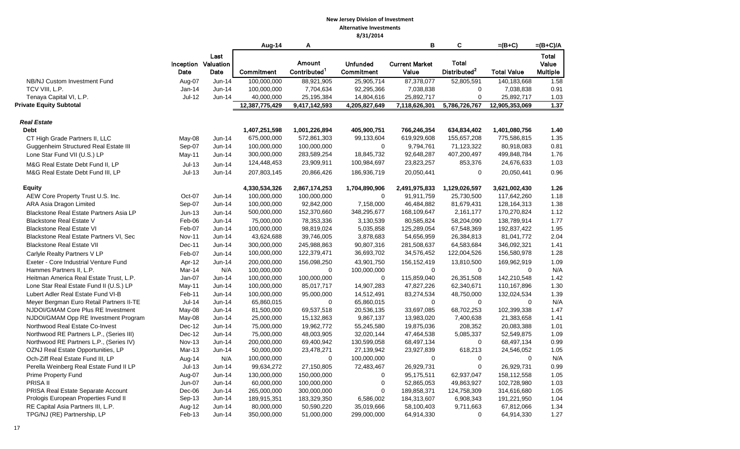**New Jersey Division of Investment**
**Alternative Investments**
**8/31/2014**

| | Inception Date | Last Valuation Date | Aug-14 Commitment | A Amount Contributed[1] | Unfunded Commitment | B Current Market Value | C Total Distributed[2] | =(B+C) Total Value | =(B+C)/A Total Value Multiple |
|---|---|---|---|---|---|---|---|---|---|
| NB/NJ Custom Investment Fund | Aug-07 | Jun-14 | 100,000,000 | 88,921,905 | 25,905,714 | 87,378,077 | 52,805,591 | 140,183,668 | 1.58 |
| TCV VIII, L.P. | Jan-14 | Jun-14 | 100,000,000 | 7,704,634 | 92,295,366 | 7,038,838 | 0 | 7,038,838 | 0.91 |
| Tenaya Capital VI, L.P. | Jul-12 | Jun-14 | 40,000,000 | 25,195,384 | 14,804,616 | 25,892,717 | 0 | 25,892,717 | 1.03 |
| **Private Equity Subtotal** | | | **12,387,775,429** | **9,417,142,593** | **4,205,827,649** | **7,118,626,301** | **5,786,726,767** | **12,905,353,069** | **1.37** |
| | | | | | | | | | |
| ***Real Estate*** | | | | | | | | | |
| **Debt** | | | **1,407,251,598** | **1,001,226,894** | **405,900,751** | **766,246,354** | **634,834,402** | **1,401,080,756** | **1.40** |
| CT High Grade Partners II, LLC | May-08 | Jun-14 | 675,000,000 | 572,861,303 | 99,133,604 | 619,929,608 | 155,657,208 | 775,586,815 | 1.35 |
| Guggenheim Structured Real Estate III | Sep-07 | Jun-14 | 100,000,000 | 100,000,000 | 0 | 9,794,761 | 71,123,322 | 80,918,083 | 0.81 |
| Lone Star Fund VII (U.S.) LP | May-11 | Jun-14 | 300,000,000 | 283,589,254 | 18,845,732 | 92,648,287 | 407,200,497 | 499,848,784 | 1.76 |
| M&G Real Estate Debt Fund II, LP | Jul-13 | Jun-14 | 124,448,453 | 23,909,911 | 100,984,697 | 23,823,257 | 853,376 | 24,676,633 | 1.03 |
| M&G Real Estate Debt Fund III, LP | Jul-13 | Jun-14 | 207,803,145 | 20,866,426 | 186,936,719 | 20,050,441 | 0 | 20,050,441 | 0.96 |
| | | | | | | | | | |
| **Equity** | | | **4,330,534,326** | **2,867,174,253** | **1,704,890,906** | **2,491,975,833** | **1,129,026,597** | **3,621,002,430** | **1.26** |
| AEW Core Property Trust U.S. Inc. | Oct-07 | Jun-14 | 100,000,000 | 100,000,000 | 0 | 91,911,759 | 25,730,500 | 117,642,260 | 1.18 |
| ARA Asia Dragon Limited | Sep-07 | Jun-14 | 100,000,000 | 92,842,000 | 7,158,000 | 46,484,882 | 81,679,431 | 128,164,313 | 1.38 |
| Blackstone Real Estate Partners Asia LP | Jun-13 | Jun-14 | 500,000,000 | 152,370,660 | 348,295,677 | 168,109,647 | 2,161,177 | 170,270,824 | 1.12 |
| Blackstone Real Estate V | Feb-06 | Jun-14 | 75,000,000 | 78,353,336 | 3,130,539 | 80,585,824 | 58,204,090 | 138,789,914 | 1.77 |
| Blackstone Real Estate VI | Feb-07 | Jun-14 | 100,000,000 | 98,819,024 | 5,035,858 | 125,289,054 | 67,548,369 | 192,837,422 | 1.95 |
| Blackstone Real Estate Partners VI, Sec | Nov-11 | Jun-14 | 43,624,688 | 39,746,005 | 3,878,683 | 54,656,959 | 26,384,813 | 81,041,772 | 2.04 |
| Blackstone Real Estate VII | Dec-11 | Jun-14 | 300,000,000 | 245,988,863 | 90,807,316 | 281,508,637 | 64,583,684 | 346,092,321 | 1.41 |
| Carlyle Realty Partners V LP | Feb-07 | Jun-14 | 100,000,000 | 122,379,471 | 36,693,702 | 34,576,452 | 122,004,526 | 156,580,978 | 1.28 |
| Exeter - Core Industrial Venture Fund | Apr-12 | Jun-14 | 200,000,000 | 156,098,250 | 43,901,750 | 156,152,419 | 13,810,500 | 169,962,919 | 1.09 |
| Hammes Partners II, L.P. | Mar-14 | N/A | 100,000,000 | 0 | 100,000,000 | 0 | 0 | 0 | N/A |
| Heitman America Real Estate Trust, L.P. | Jan-07 | Jun-14 | 100,000,000 | 100,000,000 | 0 | 115,859,040 | 26,351,508 | 142,210,548 | 1.42 |
| Lone Star Real Estate Fund II (U.S.) LP | May-11 | Jun-14 | 100,000,000 | 85,017,717 | 14,907,283 | 47,827,226 | 62,340,671 | 110,167,896 | 1.30 |
| Lubert Adler Real Estate Fund VI-B | Feb-11 | Jun-14 | 100,000,000 | 95,000,000 | 14,512,491 | 83,274,534 | 48,750,000 | 132,024,534 | 1.39 |
| Meyer Bergman Euro Retail Partners II-TE | Jul-14 | Jun-14 | 65,860,015 | 0 | 65,860,015 | 0 | 0 | 0 | N/A |
| NJDOI/GMAM Core Plus RE Investment | May-08 | Jun-14 | 81,500,000 | 69,537,518 | 20,536,135 | 33,697,085 | 68,702,253 | 102,399,338 | 1.47 |
| NJDOI/GMAM Opp RE Investment Program | May-08 | Jun-14 | 25,000,000 | 15,132,863 | 9,867,137 | 13,983,020 | 7,400,638 | 21,383,658 | 1.41 |
| Northwood Real Estate Co-Invest | Dec-12 | Jun-14 | 75,000,000 | 19,962,772 | 55,245,580 | 19,875,036 | 208,352 | 20,083,388 | 1.01 |
| Northwood RE Partners L.P., (Series III) | Dec-12 | Jun-14 | 75,000,000 | 48,003,905 | 32,020,144 | 47,464,538 | 5,085,337 | 52,549,875 | 1.09 |
| Northwood RE Partners L.P., (Series IV) | Nov-13 | Jun-14 | 200,000,000 | 69,400,942 | 130,599,058 | 68,497,134 | 0 | 68,497,134 | 0.99 |
| OZNJ Real Estate Opportunities, LP | Mar-13 | Jun-14 | 50,000,000 | 23,478,271 | 27,139,942 | 23,927,839 | 618,213 | 24,546,052 | 1.05 |
| Och-Ziff Real Estate Fund III, LP | Aug-14 | N/A | 100,000,000 | 0 | 100,000,000 | 0 | 0 | 0 | N/A |
| Perella Weinberg Real Estate Fund II LP | Jul-13 | Jun-14 | 99,634,272 | 27,150,805 | 72,483,467 | 26,929,731 | 0 | 26,929,731 | 0.99 |
| Prime Property Fund | Aug-07 | Jun-14 | 130,000,000 | 150,000,000 | 0 | 95,175,511 | 62,937,047 | 158,112,558 | 1.05 |
| PRISA II | Jun-07 | Jun-14 | 60,000,000 | 100,000,000 | 0 | 52,865,053 | 49,863,927 | 102,728,980 | 1.03 |
| PRISA Real Estate Separate Account | Dec-06 | Jun-14 | 265,000,000 | 300,000,000 | 0 | 189,858,371 | 124,758,309 | 314,616,680 | 1.05 |
| Prologis European Properties Fund II | Sep-13 | Jun-14 | 189,915,351 | 183,329,350 | 6,586,002 | 184,313,607 | 6,908,343 | 191,221,950 | 1.04 |
| RE Capital Asia Partners III, L.P. | Aug-12 | Jun-14 | 80,000,000 | 50,590,220 | 35,019,666 | 58,100,403 | 9,711,663 | 67,812,066 | 1.34 |
| TPG/NJ (RE) Partnership, LP | Feb-13 | Jun-14 | 350,000,000 | 51,000,000 | 299,000,000 | 64,914,330 | 0 | 64,914,330 | 1.27 |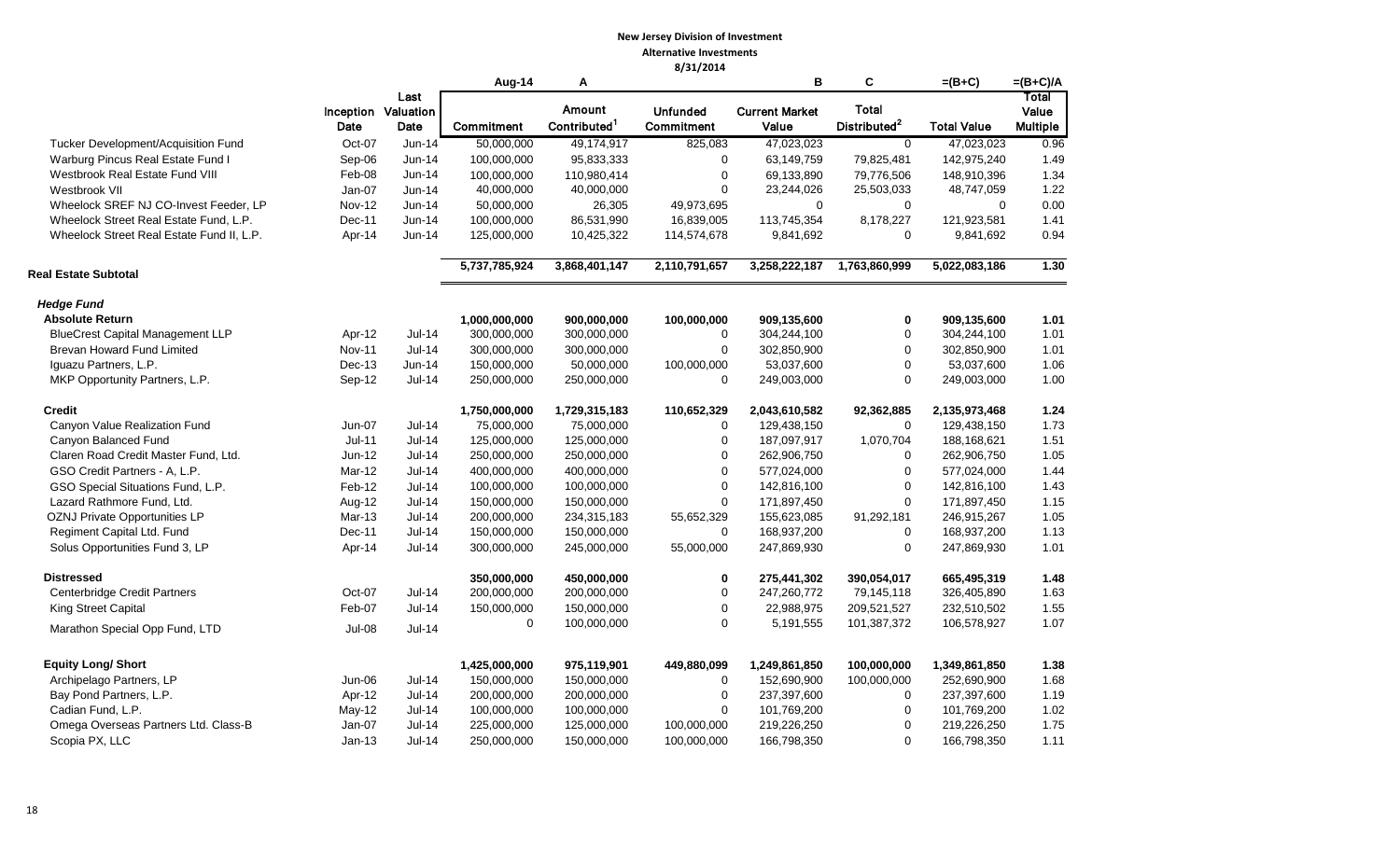**New Jersey Division of Investment**
**Alternative Investments**
**8/31/2014**

| | Inception Date | Last Valuation Date | Aug-14 Commitment | A Amount Contributed[1] | Unfunded Commitment | B Current Market Value | C Total Distributed[2] | =(B+C) Total Value | =(B+C)/A Total Value Multiple |
|---|---|---|---|---|---|---|---|---|---|
| Tucker Development/Acquisition Fund | Oct-07 | Jun-14 | 50,000,000 | 49,174,917 | 825,083 | 47,023,023 | 0 | 47,023,023 | 0.96 |
| Warburg Pincus Real Estate Fund I | Sep-06 | Jun-14 | 100,000,000 | 95,833,333 | 0 | 63,149,759 | 79,825,481 | 142,975,240 | 1.49 |
| Westbrook Real Estate Fund VIII | Feb-08 | Jun-14 | 100,000,000 | 110,980,414 | 0 | 69,133,890 | 79,776,506 | 148,910,396 | 1.34 |
| Westbrook VII | Jan-07 | Jun-14 | 40,000,000 | 40,000,000 | 0 | 23,244,026 | 25,503,033 | 48,747,059 | 1.22 |
| Wheelock SREF NJ CO-Invest Feeder, LP | Nov-12 | Jun-14 | 50,000,000 | 26,305 | 49,973,695 | 0 | 0 | 0 | 0.00 |
| Wheelock Street Real Estate Fund, L.P. | Dec-11 | Jun-14 | 100,000,000 | 86,531,990 | 16,839,005 | 113,745,354 | 8,178,227 | 121,923,581 | 1.41 |
| Wheelock Street Real Estate Fund II, L.P. | Apr-14 | Jun-14 | 125,000,000 | 10,425,322 | 114,574,678 | 9,841,692 | 0 | 9,841,692 | 0.94 |
| **Real Estate Subtotal** | | | 5,737,785,924 | 3,868,401,147 | 2,110,791,657 | 3,258,222,187 | 1,763,860,999 | 5,022,083,186 | 1.30 |
| ***Hedge Fund*** | | | | | | | | | |
| **Absolute Return** | | | **1,000,000,000** | **900,000,000** | **100,000,000** | **909,135,600** | **0** | **909,135,600** | **1.01** |
| BlueCrest Capital Management LLP | Apr-12 | Jul-14 | 300,000,000 | 300,000,000 | 0 | 304,244,100 | 0 | 304,244,100 | 1.01 |
| Brevan Howard Fund Limited | Nov-11 | Jul-14 | 300,000,000 | 300,000,000 | 0 | 302,850,900 | 0 | 302,850,900 | 1.01 |
| Iguazu Partners, L.P. | Dec-13 | Jun-14 | 150,000,000 | 50,000,000 | 100,000,000 | 53,037,600 | 0 | 53,037,600 | 1.06 |
| MKP Opportunity Partners, L.P. | Sep-12 | Jul-14 | 250,000,000 | 250,000,000 | 0 | 249,003,000 | 0 | 249,003,000 | 1.00 |
| **Credit** | | | **1,750,000,000** | **1,729,315,183** | **110,652,329** | **2,043,610,582** | **92,362,885** | **2,135,973,468** | **1.24** |
| Canyon Value Realization Fund | Jun-07 | Jul-14 | 75,000,000 | 75,000,000 | 0 | 129,438,150 | 0 | 129,438,150 | 1.73 |
| Canyon Balanced Fund | Jul-11 | Jul-14 | 125,000,000 | 125,000,000 | 0 | 187,097,917 | 1,070,704 | 188,168,621 | 1.51 |
| Claren Road Credit Master Fund, Ltd. | Jun-12 | Jul-14 | 250,000,000 | 250,000,000 | 0 | 262,906,750 | 0 | 262,906,750 | 1.05 |
| GSO Credit Partners - A, L.P. | Mar-12 | Jul-14 | 400,000,000 | 400,000,000 | 0 | 577,024,000 | 0 | 577,024,000 | 1.44 |
| GSO Special Situations Fund, L.P. | Feb-12 | Jul-14 | 100,000,000 | 100,000,000 | 0 | 142,816,100 | 0 | 142,816,100 | 1.43 |
| Lazard Rathmore Fund, Ltd. | Aug-12 | Jul-14 | 150,000,000 | 150,000,000 | 0 | 171,897,450 | 0 | 171,897,450 | 1.15 |
| OZNJ Private Opportunities LP | Mar-13 | Jul-14 | 200,000,000 | 234,315,183 | 55,652,329 | 155,623,085 | 91,292,181 | 246,915,267 | 1.05 |
| Regiment Capital Ltd. Fund | Dec-11 | Jul-14 | 150,000,000 | 150,000,000 | 0 | 168,937,200 | 0 | 168,937,200 | 1.13 |
| Solus Opportunities Fund 3, LP | Apr-14 | Jul-14 | 300,000,000 | 245,000,000 | 55,000,000 | 247,869,930 | 0 | 247,869,930 | 1.01 |
| **Distressed** | | | **350,000,000** | **450,000,000** | **0** | **275,441,302** | **390,054,017** | **665,495,319** | **1.48** |
| Centerbridge Credit Partners | Oct-07 | Jul-14 | 200,000,000 | 200,000,000 | 0 | 247,260,772 | 79,145,118 | 326,405,890 | 1.63 |
| King Street Capital | Feb-07 | Jul-14 | 150,000,000 | 150,000,000 | 0 | 22,988,975 | 209,521,527 | 232,510,502 | 1.55 |
| Marathon Special Opp Fund, LTD | Jul-08 | Jul-14 | 0 | 100,000,000 | 0 | 5,191,555 | 101,387,372 | 106,578,927 | 1.07 |
| **Equity Long/ Short** | | | **1,425,000,000** | **975,119,901** | **449,880,099** | **1,249,861,850** | **100,000,000** | **1,349,861,850** | **1.38** |
| Archipelago Partners, LP | Jun-06 | Jul-14 | 150,000,000 | 150,000,000 | 0 | 152,690,900 | 100,000,000 | 252,690,900 | 1.68 |
| Bay Pond Partners, L.P. | Apr-12 | Jul-14 | 200,000,000 | 200,000,000 | 0 | 237,397,600 | 0 | 237,397,600 | 1.19 |
| Cadian Fund, L.P. | May-12 | Jul-14 | 100,000,000 | 100,000,000 | 0 | 101,769,200 | 0 | 101,769,200 | 1.02 |
| Omega Overseas Partners Ltd. Class-B | Jan-07 | Jul-14 | 225,000,000 | 125,000,000 | 100,000,000 | 219,226,250 | 0 | 219,226,250 | 1.75 |
| Scopia PX, LLC | Jan-13 | Jul-14 | 250,000,000 | 150,000,000 | 100,000,000 | 166,798,350 | 0 | 166,798,350 | 1.11 |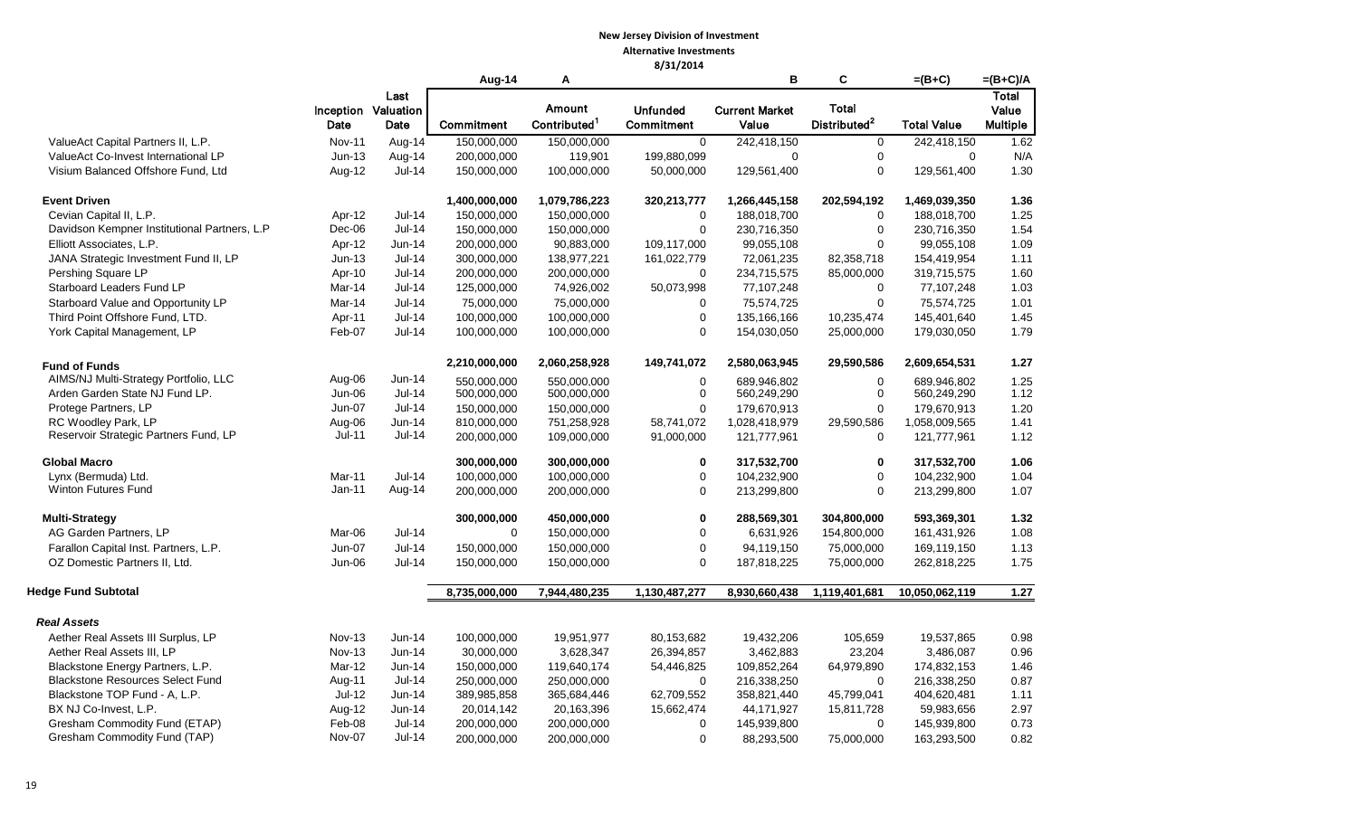**New Jersey Division of Investment**

**Alternative Investments**

**8/31/2014**

| | Inception Date | Last Valuation Date | Aug-14 Commitment | A Amount Contributed[1] | Unfunded Commitment | B Current Market Value | C Total Distributed[2] | =(B+C) Total Value | =(B+C)/A Total Value Multiple |
|---|---|---|---|---|---|---|---|---|---|
| ValueAct Capital Partners II, L.P. | Nov-11 | Aug-14 | 150,000,000 | 150,000,000 | 0 | 242,418,150 | 0 | 242,418,150 | 1.62 |
| ValueAct Co-Invest International LP | Jun-13 | Aug-14 | 200,000,000 | 119,901 | 199,880,099 | 0 | 0 | 0 | N/A |
| Visium Balanced Offshore Fund, Ltd | Aug-12 | Jul-14 | 150,000,000 | 100,000,000 | 50,000,000 | 129,561,400 | 0 | 129,561,400 | 1.30 |
| **Event Driven** | | | **1,400,000,000** | **1,079,786,223** | **320,213,777** | **1,266,445,158** | **202,594,192** | **1,469,039,350** | **1.36** |
| Cevian Capital II, L.P. | Apr-12 | Jul-14 | 150,000,000 | 150,000,000 | 0 | 188,018,700 | 0 | 188,018,700 | 1.25 |
| Davidson Kempner Institutional Partners, L.P | Dec-06 | Jul-14 | 150,000,000 | 150,000,000 | 0 | 230,716,350 | 0 | 230,716,350 | 1.54 |
| Elliott Associates, L.P. | Apr-12 | Jun-14 | 200,000,000 | 90,883,000 | 109,117,000 | 99,055,108 | 0 | 99,055,108 | 1.09 |
| JANA Strategic Investment Fund II, LP | Jun-13 | Jul-14 | 300,000,000 | 138,977,221 | 161,022,779 | 72,061,235 | 82,358,718 | 154,419,954 | 1.11 |
| Pershing Square LP | Apr-10 | Jul-14 | 200,000,000 | 200,000,000 | 0 | 234,715,575 | 85,000,000 | 319,715,575 | 1.60 |
| Starboard Leaders Fund LP | Mar-14 | Jul-14 | 125,000,000 | 74,926,002 | 50,073,998 | 77,107,248 | 0 | 77,107,248 | 1.03 |
| Starboard Value and Opportunity LP | Mar-14 | Jul-14 | 75,000,000 | 75,000,000 | 0 | 75,574,725 | 0 | 75,574,725 | 1.01 |
| Third Point Offshore Fund, LTD. | Apr-11 | Jul-14 | 100,000,000 | 100,000,000 | 0 | 135,166,166 | 10,235,474 | 145,401,640 | 1.45 |
| York Capital Management, LP | Feb-07 | Jul-14 | 100,000,000 | 100,000,000 | 0 | 154,030,050 | 25,000,000 | 179,030,050 | 1.79 |
| **Fund of Funds** | | | **2,210,000,000** | **2,060,258,928** | **149,741,072** | **2,580,063,945** | **29,590,586** | **2,609,654,531** | **1.27** |
| AIMS/NJ Multi-Strategy Portfolio, LLC | Aug-06 | Jun-14 | 550,000,000 | 550,000,000 | 0 | 689,946,802 | 0 | 689,946,802 | 1.25 |
| Arden Garden State NJ Fund LP. | Jun-06 | Jul-14 | 500,000,000 | 500,000,000 | 0 | 560,249,290 | 0 | 560,249,290 | 1.12 |
| Protege Partners, LP | Jun-07 | Jul-14 | 150,000,000 | 150,000,000 | 0 | 179,670,913 | 0 | 179,670,913 | 1.20 |
| RC Woodley Park, LP | Aug-06 | Jun-14 | 810,000,000 | 751,258,928 | 58,741,072 | 1,028,418,979 | 29,590,586 | 1,058,009,565 | 1.41 |
| Reservoir Strategic Partners Fund, LP | Jul-11 | Jul-14 | 200,000,000 | 109,000,000 | 91,000,000 | 121,777,961 | 0 | 121,777,961 | 1.12 |
| **Global Macro** | | | **300,000,000** | **300,000,000** | **0** | **317,532,700** | **0** | **317,532,700** | **1.06** |
| Lynx (Bermuda) Ltd. | Mar-11 | Jul-14 | 100,000,000 | 100,000,000 | 0 | 104,232,900 | 0 | 104,232,900 | 1.04 |
| Winton Futures Fund | Jan-11 | Aug-14 | 200,000,000 | 200,000,000 | 0 | 213,299,800 | 0 | 213,299,800 | 1.07 |
| **Multi-Strategy** | | | **300,000,000** | **450,000,000** | **0** | **288,569,301** | **304,800,000** | **593,369,301** | **1.32** |
| AG Garden Partners, LP | Mar-06 | Jul-14 | 0 | 150,000,000 | 0 | 6,631,926 | 154,800,000 | 161,431,926 | 1.08 |
| Farallon Capital Inst. Partners, L.P. | Jun-07 | Jul-14 | 150,000,000 | 150,000,000 | 0 | 94,119,150 | 75,000,000 | 169,119,150 | 1.13 |
| OZ Domestic Partners II, Ltd. | Jun-06 | Jul-14 | 150,000,000 | 150,000,000 | 0 | 187,818,225 | 75,000,000 | 262,818,225 | 1.75 |
| **Hedge Fund Subtotal** | | | **8,735,000,000** | **7,944,480,235** | **1,130,487,277** | **8,930,660,438** | **1,119,401,681** | **10,050,062,119** | **1.27** |
| ***Real Assets*** | | | | | | | | | |
| Aether Real Assets III Surplus, LP | Nov-13 | Jun-14 | 100,000,000 | 19,951,977 | 80,153,682 | 19,432,206 | 105,659 | 19,537,865 | 0.98 |
| Aether Real Assets III, LP | Nov-13 | Jun-14 | 30,000,000 | 3,628,347 | 26,394,857 | 3,462,883 | 23,204 | 3,486,087 | 0.96 |
| Blackstone Energy Partners, L.P. | Mar-12 | Jun-14 | 150,000,000 | 119,640,174 | 54,446,825 | 109,852,264 | 64,979,890 | 174,832,153 | 1.46 |
| Blackstone Resources Select Fund | Aug-11 | Jul-14 | 250,000,000 | 250,000,000 | 0 | 216,338,250 | 0 | 216,338,250 | 0.87 |
| Blackstone TOP Fund - A, L.P. | Jul-12 | Jun-14 | 389,985,858 | 365,684,446 | 62,709,552 | 358,821,440 | 45,799,041 | 404,620,481 | 1.11 |
| BX NJ Co-Invest, L.P. | Aug-12 | Jun-14 | 20,014,142 | 20,163,396 | 15,662,474 | 44,171,927 | 15,811,728 | 59,983,656 | 2.97 |
| Gresham Commodity Fund (ETAP) | Feb-08 | Jul-14 | 200,000,000 | 200,000,000 | 0 | 145,939,800 | 0 | 145,939,800 | 0.73 |
| Gresham Commodity Fund (TAP) | Nov-07 | Jul-14 | 200,000,000 | 200,000,000 | 0 | 88,293,500 | 75,000,000 | 163,293,500 | 0.82 |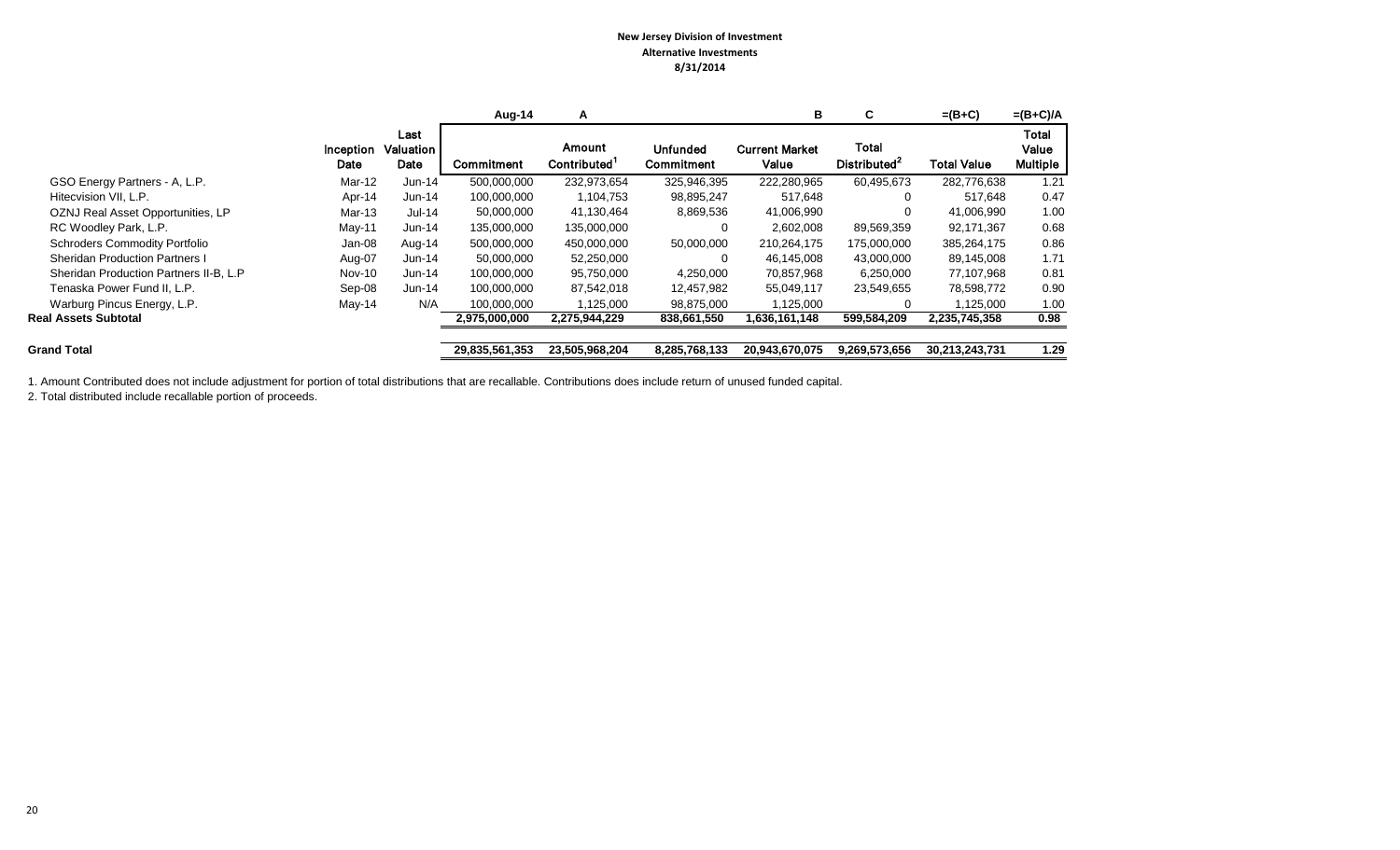**New Jersey Division of Investment**
**Alternative Investments**
**8/31/2014**

| | Inception Date | Last Valuation Date | Aug-14<br>Commitment | A<br>Amount Contributed[1] | Unfunded Commitment | B<br>Current Market Value | C<br>Total Distributed[2] | =(B+C)<br>Total Value | =(B+C)/A<br>Total Value Multiple |
|---|---|---|---|---|---|---|---|---|---|
| GSO Energy Partners - A, L.P. | Mar-12 | Jun-14 | 500,000,000 | 232,973,654 | 325,946,395 | 222,280,965 | 60,495,673 | 282,776,638 | 1.21 |
| Hitecvision VII, L.P. | Apr-14 | Jun-14 | 100,000,000 | 1,104,753 | 98,895,247 | 517,648 | 0 | 517,648 | 0.47 |
| OZNJ Real Asset Opportunities, LP | Mar-13 | Jul-14 | 50,000,000 | 41,130,464 | 8,869,536 | 41,006,990 | 0 | 41,006,990 | 1.00 |
| RC Woodley Park, L.P. | May-11 | Jun-14 | 135,000,000 | 135,000,000 | 0 | 2,602,008 | 89,569,359 | 92,171,367 | 0.68 |
| Schroders Commodity Portfolio | Jan-08 | Aug-14 | 500,000,000 | 450,000,000 | 50,000,000 | 210,264,175 | 175,000,000 | 385,264,175 | 0.86 |
| Sheridan Production Partners I | Aug-07 | Jun-14 | 50,000,000 | 52,250,000 | 0 | 46,145,008 | 43,000,000 | 89,145,008 | 1.71 |
| Sheridan Production Partners II-B, L.P | Nov-10 | Jun-14 | 100,000,000 | 95,750,000 | 4,250,000 | 70,857,968 | 6,250,000 | 77,107,968 | 0.81 |
| Tenaska Power Fund II, L.P. | Sep-08 | Jun-14 | 100,000,000 | 87,542,018 | 12,457,982 | 55,049,117 | 23,549,655 | 78,598,772 | 0.90 |
| Warburg Pincus Energy, L.P. | May-14 | N/A | 100,000,000 | 1,125,000 | 98,875,000 | 1,125,000 | 0 | 1,125,000 | 1.00 |
| **Real Assets Subtotal** | | | **2,975,000,000** | **2,275,944,229** | **838,661,550** | **1,636,161,148** | **599,584,209** | **2,235,745,358** | **0.98** |
| **Grand Total** | | | **29,835,561,353** | **23,505,968,204** | **8,285,768,133** | **20,943,670,075** | **9,269,573,656** | **30,213,243,731** | **1.29** |

1. Amount Contributed does not include adjustment for portion of total distributions that are recallable. Contributions does include return of unused funded capital.
2. Total distributed include recallable portion of proceeds.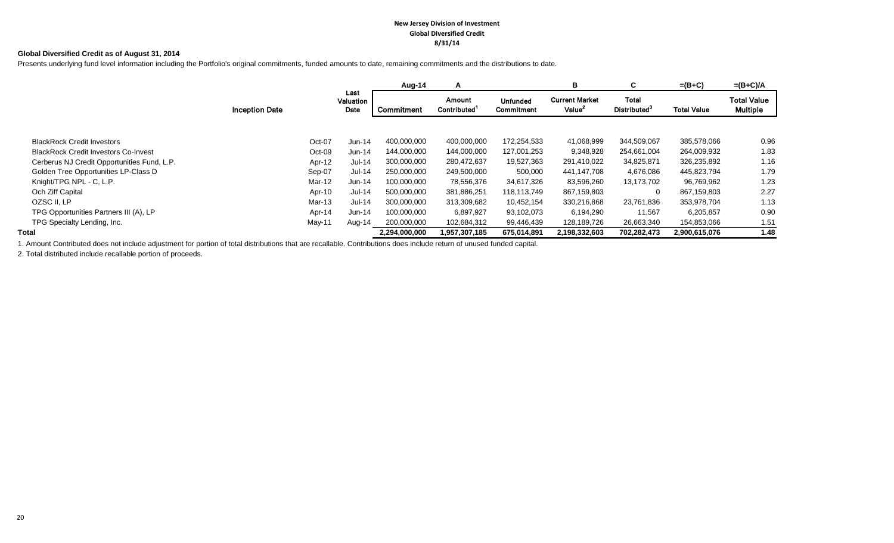New Jersey Division of Investment
Global Diversified Credit
8/31/14

**Global Diversified Credit as of August 31, 2014**

Presents underlying fund level information including the Portfolio's original commitments, funded amounts to date, remaining commitments and the distributions to date.

| | Inception Date | Last Valuation Date | Aug-14<br>Commitment | A<br>Amount Contributed[1] | Unfunded Commitment | B<br>Current Market Value[2] | C<br>Total Distributed[3] | =(B+C)<br>Total Value | =(B+C)/A<br>Total Value Multiple |
|---|---|---|---|---|---|---|---|---|---|
| BlackRock Credit Investors | Oct-07 | Jun-14 | 400,000,000 | 400,000,000 | 172,254,533 | 41,068,999 | 344,509,067 | 385,578,066 | 0.96 |
| BlackRock Credit Investors Co-Invest | Oct-09 | Jun-14 | 144,000,000 | 144,000,000 | 127,001,253 | 9,348,928 | 254,661,004 | 264,009,932 | 1.83 |
| Cerberus NJ Credit Opportunities Fund, L.P. | Apr-12 | Jul-14 | 300,000,000 | 280,472,637 | 19,527,363 | 291,410,022 | 34,825,871 | 326,235,892 | 1.16 |
| Golden Tree Opportunities LP-Class D | Sep-07 | Jul-14 | 250,000,000 | 249,500,000 | 500,000 | 441,147,708 | 4,676,086 | 445,823,794 | 1.79 |
| Knight/TPG NPL - C, L.P. | Mar-12 | Jun-14 | 100,000,000 | 78,556,376 | 34,617,326 | 83,596,260 | 13,173,702 | 96,769,962 | 1.23 |
| Och Ziff Capital | Apr-10 | Jul-14 | 500,000,000 | 381,886,251 | 118,113,749 | 867,159,803 | 0 | 867,159,803 | 2.27 |
| OZSC II, LP | Mar-13 | Jul-14 | 300,000,000 | 313,309,682 | 10,452,154 | 330,216,868 | 23,761,836 | 353,978,704 | 1.13 |
| TPG Opportunities Partners III (A), LP | Apr-14 | Jun-14 | 100,000,000 | 6,897,927 | 93,102,073 | 6,194,290 | 11,567 | 6,205,857 | 0.90 |
| TPG Specialty Lending, Inc. | May-11 | Aug-14 | 200,000,000 | 102,684,312 | 99,446,439 | 128,189,726 | 26,663,340 | 154,853,066 | 1.51 |
| **Total** | | | **2,294,000,000** | **1,957,307,185** | **675,014,891** | **2,198,332,603** | **702,282,473** | **2,900,615,076** | **1.48** |

1. Amount Contributed does not include adjustment for portion of total distributions that are recallable. Contributions does include return of unused funded capital.

2. Total distributed include recallable portion of proceeds.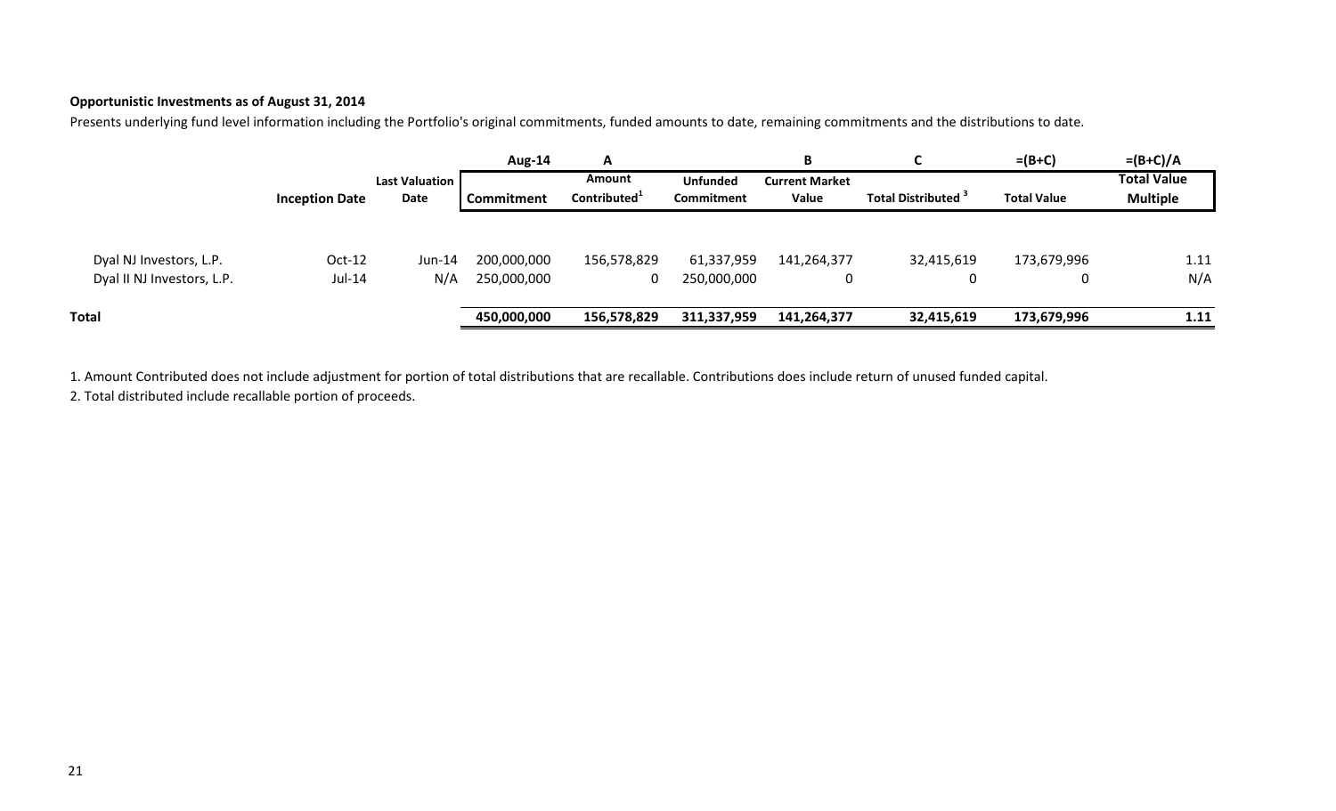**Opportunistic Investments as of August 31, 2014**

Presents underlying fund level information including the Portfolio's original commitments, funded amounts to date, remaining commitments and the distributions to date.

| | | | Aug-14 | A | | B | C | =(B+C) | =(B+C)/A |
|---|---|---|---|---|---|---|---|---|---|
| | Inception Date | Last Valuation Date | Commitment | Amount Contributed[1] | Unfunded Commitment | Current Market Value | Total Distributed [3] | Total Value | Total Value Multiple |
| Dyal NJ Investors, L.P. | Oct-12 | Jun-14 | 200,000,000 | 156,578,829 | 61,337,959 | 141,264,377 | 32,415,619 | 173,679,996 | 1.11 |
| Dyal II NJ Investors, L.P. | Jul-14 | N/A | 250,000,000 | 0 | 250,000,000 | 0 | 0 | 0 | N/A |
| **Total** | | | **450,000,000** | **156,578,829** | **311,337,959** | **141,264,377** | **32,415,619** | **173,679,996** | **1.11** |

1. Amount Contributed does not include adjustment for portion of total distributions that are recallable. Contributions does include return of unused funded capital.

2. Total distributed include recallable portion of proceeds.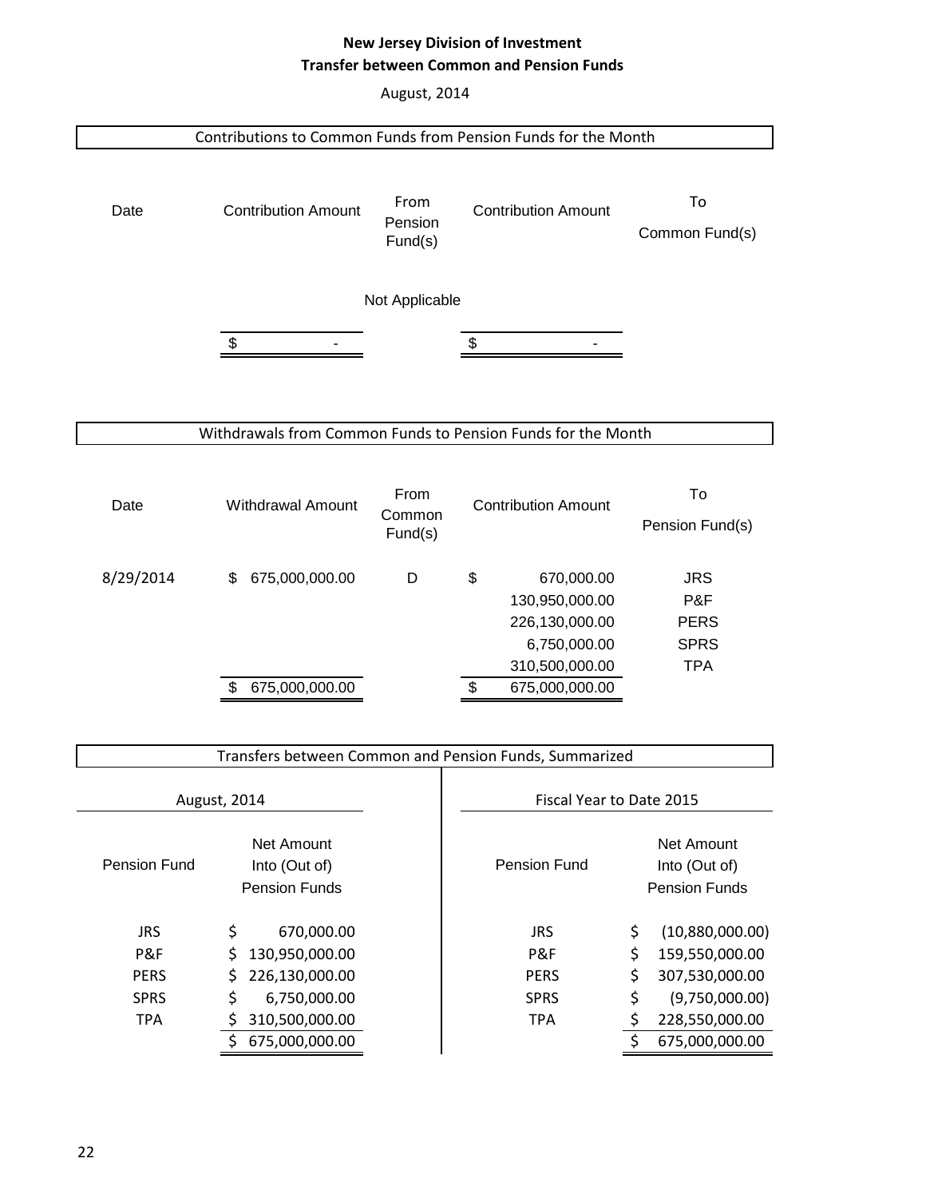**New Jersey Division of Investment**

**Transfer between Common and Pension Funds**

August, 2014

## Contributions to Common Funds from Pension Funds for the Month

| Date | Contribution Amount | From Pension Fund(s) | Contribution Amount | To Common Fund(s) |
|---|---|---|---|---|
| | | Not Applicable | | |
| | $ - | | $ - | |

## Withdrawals from Common Funds to Pension Funds for the Month

| Date | Withdrawal Amount | From Common Fund(s) | Contribution Amount | To Pension Fund(s) |
|---|---|---|---|---|
| 8/29/2014 | $ 675,000,000.00 | D | $ 670,000.00 | JRS |
| | | | 130,950,000.00 | P&F |
| | | | 226,130,000.00 | PERS |
| | | | 6,750,000.00 | SPRS |
| | | | 310,500,000.00 | TPA |
| | $ 675,000,000.00 | | $ 675,000,000.00 | |

## Transfers between Common and Pension Funds, Summarized

| August, 2014 | | Fiscal Year to Date 2015 | |
|---|---|---|---|
| Pension Fund | Net Amount Into (Out of) Pension Funds | Pension Fund | Net Amount Into (Out of) Pension Funds |
| JRS | $ 670,000.00 | JRS | $ (10,880,000.00) |
| P&F | $ 130,950,000.00 | P&F | $ 159,550,000.00 |
| PERS | $ 226,130,000.00 | PERS | $ 307,530,000.00 |
| SPRS | $ 6,750,000.00 | SPRS | $ (9,750,000.00) |
| TPA | $ 310,500,000.00 | TPA | $ 228,550,000.00 |
| | $ 675,000,000.00 | | $ 675,000,000.00 |